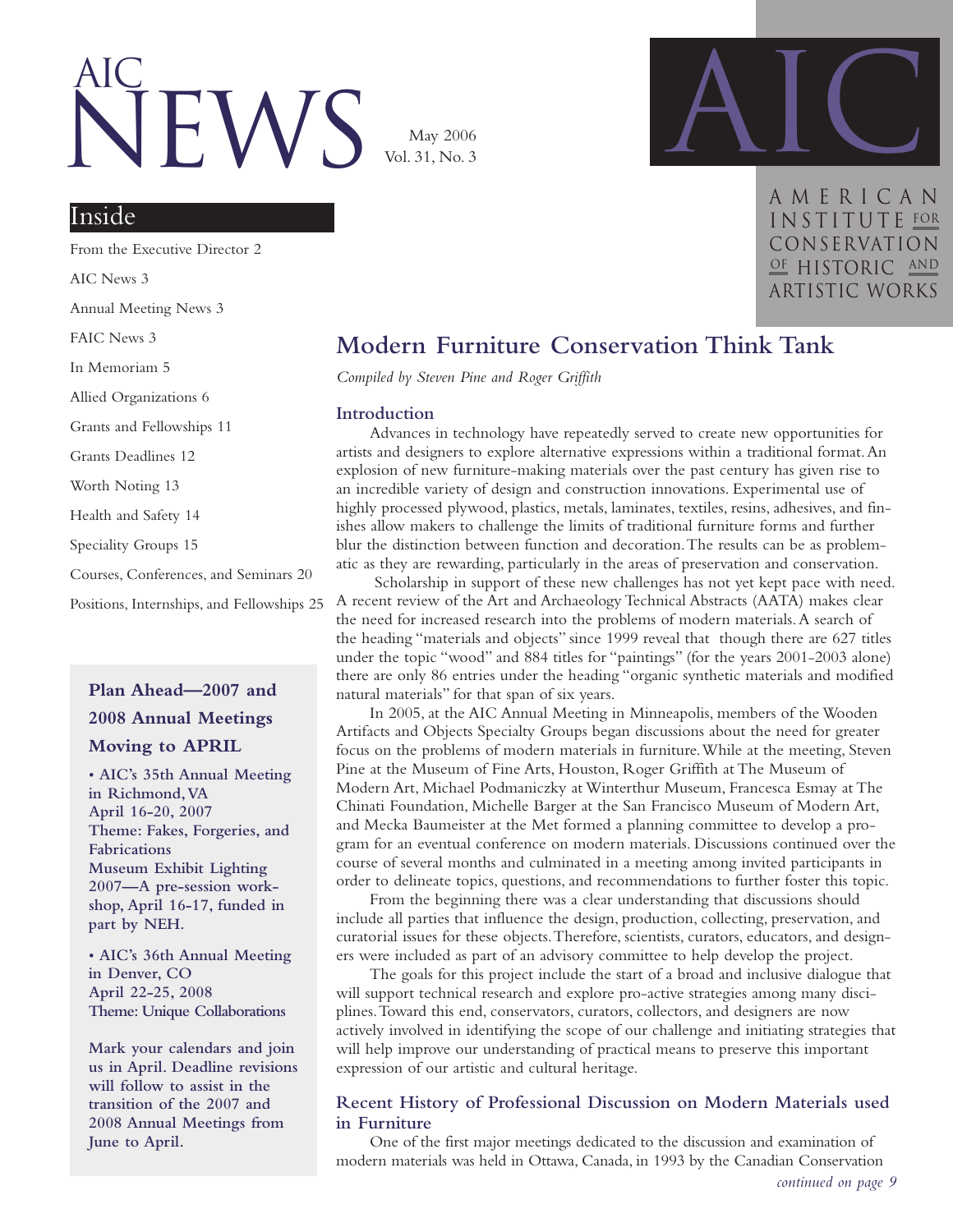# AIC NEWS

May 2006
Vol. 31, No. 3

AIC

AMERICAN INSTITUTE FOR CONSERVATION OF HISTORIC AND ARTISTIC WORKS

## Inside

From the Executive Director 2

AIC News 3

Annual Meeting News 3

FAIC News 3

In Memoriam 5

Allied Organizations 6

Grants and Fellowships 11

Grants Deadlines 12

Worth Noting 13

Health and Safety 14

Speciality Groups 15

Courses, Conferences, and Seminars 20

Positions, Internships, and Fellowships 25

**Plan Ahead—2007 and 2008 Annual Meetings Moving to APRIL**

**• AIC's 35th Annual Meeting in Richmond, VA**
**April 16-20, 2007**
**Theme: Fakes, Forgeries, and Fabrications**
**Museum Exhibit Lighting 2007—A pre-session workshop, April 16-17, funded in part by NEH.**

**• AIC's 36th Annual Meeting in Denver, CO**
**April 22-25, 2008**
**Theme: Unique Collaborations**

**Mark your calendars and join us in April. Deadline revisions will follow to assist in the transition of the 2007 and 2008 Annual Meetings from June to April.**

## Modern Furniture Conservation Think Tank

*Compiled by Steven Pine and Roger Griffith*

### Introduction

Advances in technology have repeatedly served to create new opportunities for artists and designers to explore alternative expressions within a traditional format. An explosion of new furniture-making materials over the past century has given rise to an incredible variety of design and construction innovations. Experimental use of highly processed plywood, plastics, metals, laminates, textiles, resins, adhesives, and finishes allow makers to challenge the limits of traditional furniture forms and further blur the distinction between function and decoration. The results can be as problematic as they are rewarding, particularly in the areas of preservation and conservation.

Scholarship in support of these new challenges has not yet kept pace with need. A recent review of the Art and Archaeology Technical Abstracts (AATA) makes clear the need for increased research into the problems of modern materials. A search of the heading "materials and objects" since 1999 reveal that though there are 627 titles under the topic "wood" and 884 titles for "paintings" (for the years 2001-2003 alone) there are only 86 entries under the heading "organic synthetic materials and modified natural materials" for that span of six years.

In 2005, at the AIC Annual Meeting in Minneapolis, members of the Wooden Artifacts and Objects Specialty Groups began discussions about the need for greater focus on the problems of modern materials in furniture. While at the meeting, Steven Pine at the Museum of Fine Arts, Houston, Roger Griffith at The Museum of Modern Art, Michael Podmaniczky at Winterthur Museum, Francesca Esmay at The Chinati Foundation, Michelle Barger at the San Francisco Museum of Modern Art, and Mecka Baumeister at the Met formed a planning committee to develop a program for an eventual conference on modern materials. Discussions continued over the course of several months and culminated in a meeting among invited participants in order to delineate topics, questions, and recommendations to further foster this topic.

From the beginning there was a clear understanding that discussions should include all parties that influence the design, production, collecting, preservation, and curatorial issues for these objects. Therefore, scientists, curators, educators, and designers were included as part of an advisory committee to help develop the project.

The goals for this project include the start of a broad and inclusive dialogue that will support technical research and explore pro-active strategies among many disciplines. Toward this end, conservators, curators, collectors, and designers are now actively involved in identifying the scope of our challenge and initiating strategies that will help improve our understanding of practical means to preserve this important expression of our artistic and cultural heritage.

### Recent History of Professional Discussion on Modern Materials used in Furniture

One of the first major meetings dedicated to the discussion and examination of modern materials was held in Ottawa, Canada, in 1993 by the Canadian Conservation

*continued on page 9*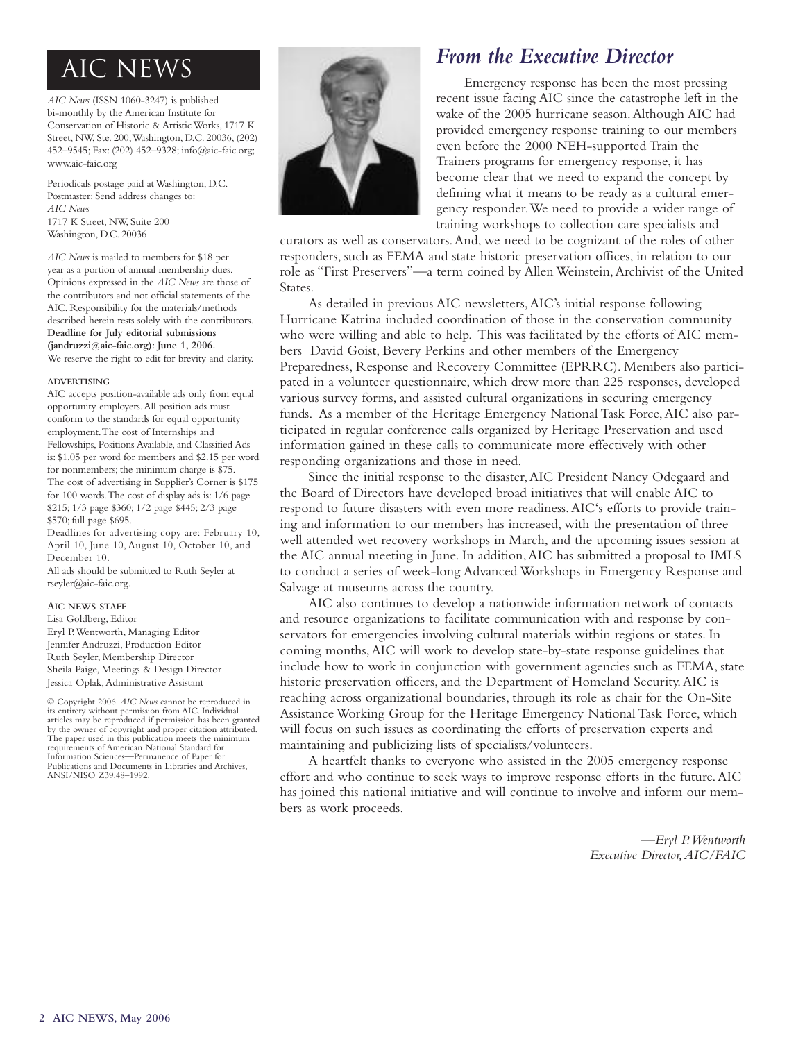# AIC NEWS

*AIC News* (ISSN 1060-3247) is published bi-monthly by the American Institute for Conservation of Historic & Artistic Works, 1717 K Street, NW, Ste. 200, Washington, D.C. 20036, (202) 452–9545; Fax: (202) 452–9328; info@aic-faic.org; www.aic-faic.org

Periodicals postage paid at Washington, D.C.
Postmaster: Send address changes to:
*AIC News*
1717 K Street, NW, Suite 200
Washington, D.C. 20036

*AIC News* is mailed to members for $18 per year as a portion of annual membership dues. Opinions expressed in the *AIC News* are those of the contributors and not official statements of the AIC. Responsibility for the materials/methods described herein rests solely with the contributors. **Deadline for July editorial submissions (jandruzzi@aic-faic.org): June 1, 2006.** We reserve the right to edit for brevity and clarity.

**ADVERTISING**

AIC accepts position-available ads only from equal opportunity employers. All position ads must conform to the standards for equal opportunity employment. The cost of Internships and Fellowships, Positions Available, and Classified Ads is: $1.05 per word for members and $2.15 per word for nonmembers; the minimum charge is $75. The cost of advertising in Supplier's Corner is $175 for 100 words. The cost of display ads is: 1/6 page $215; 1/3 page $360; 1/2 page $445; 2/3 page $570; full page $695.

Deadlines for advertising copy are: February 10, April 10, June 10, August 10, October 10, and December 10.

All ads should be submitted to Ruth Seyler at rseyler@aic-faic.org.

**AIC NEWS STAFF**

Lisa Goldberg, Editor
Eryl P. Wentworth, Managing Editor
Jennifer Andruzzi, Production Editor
Ruth Seyler, Membership Director
Sheila Paige, Meetings & Design Director
Jessica Oplak, Administrative Assistant

© Copyright 2006. *AIC News* cannot be reproduced in its entirety without permission from AIC. Individual articles may be reproduced if permission has been granted by the owner of copyright and proper citation attributed. The paper used in this publication meets the minimum requirements of American National Standard for Information Sciences—Permanence of Paper for Publications and Documents in Libraries and Archives, ANSI/NISO Z39.48–1992.

## *From the Executive Director*

Emergency response has been the most pressing recent issue facing AIC since the catastrophe left in the wake of the 2005 hurricane season. Although AIC had provided emergency response training to our members even before the 2000 NEH-supported Train the Trainers programs for emergency response, it has become clear that we need to expand the concept by defining what it means to be ready as a cultural emergency responder. We need to provide a wider range of training workshops to collection care specialists and curators as well as conservators. And, we need to be cognizant of the roles of other responders, such as FEMA and state historic preservation offices, in relation to our role as "First Preservers"—a term coined by Allen Weinstein, Archivist of the United States.

As detailed in previous AIC newsletters, AIC's initial response following Hurricane Katrina included coordination of those in the conservation community who were willing and able to help. This was facilitated by the efforts of AIC members David Goist, Bevery Perkins and other members of the Emergency Preparedness, Response and Recovery Committee (EPRRC). Members also participated in a volunteer questionnaire, which drew more than 225 responses, developed various survey forms, and assisted cultural organizations in securing emergency funds. As a member of the Heritage Emergency National Task Force, AIC also participated in regular conference calls organized by Heritage Preservation and used information gained in these calls to communicate more effectively with other responding organizations and those in need.

Since the initial response to the disaster, AIC President Nancy Odegaard and the Board of Directors have developed broad initiatives that will enable AIC to respond to future disasters with even more readiness. AIC's efforts to provide training and information to our members has increased, with the presentation of three well attended wet recovery workshops in March, and the upcoming issues session at the AIC annual meeting in June. In addition, AIC has submitted a proposal to IMLS to conduct a series of week-long Advanced Workshops in Emergency Response and Salvage at museums across the country.

AIC also continues to develop a nationwide information network of contacts and resource organizations to facilitate communication with and response by conservators for emergencies involving cultural materials within regions or states. In coming months, AIC will work to develop state-by-state response guidelines that include how to work in conjunction with government agencies such as FEMA, state historic preservation officers, and the Department of Homeland Security. AIC is reaching across organizational boundaries, through its role as chair for the On-Site Assistance Working Group for the Heritage Emergency National Task Force, which will focus on such issues as coordinating the efforts of preservation experts and maintaining and publicizing lists of specialists/volunteers.

A heartfelt thanks to everyone who assisted in the 2005 emergency response effort and who continue to seek ways to improve response efforts in the future. AIC has joined this national initiative and will continue to involve and inform our members as work proceeds.

*—Eryl P. Wentworth*
*Executive Director, AIC/FAIC*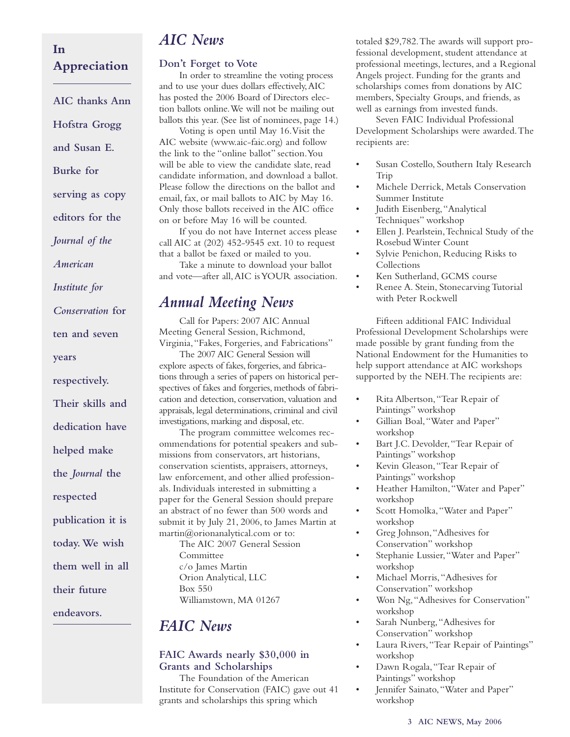## In Appreciation

**AIC thanks Ann Hofstra Grogg and Susan E. Burke for serving as copy editors for the *Journal of the American Institute for Conservation* for ten and seven years respectively. Their skills and dedication have helped make the *Journal* the respected publication it is today. We wish them well in all their future endeavors.**

# *AIC News*

### Don't Forget to Vote

In order to streamline the voting process and to use your dues dollars effectively, AIC has posted the 2006 Board of Directors election ballots online. We will not be mailing out ballots this year. (See list of nominees, page 14.)

Voting is open until May 16. Visit the AIC website (www.aic-faic.org) and follow the link to the "online ballot" section. You will be able to view the candidate slate, read candidate information, and download a ballot. Please follow the directions on the ballot and email, fax, or mail ballots to AIC by May 16. Only those ballots received in the AIC office on or before May 16 will be counted.

If you do not have Internet access please call AIC at (202) 452-9545 ext. 10 to request that a ballot be faxed or mailed to you.

Take a minute to download your ballot and vote—after all, AIC is YOUR association.

# *Annual Meeting News*

Call for Papers: 2007 AIC Annual Meeting General Session, Richmond, Virginia, "Fakes, Forgeries, and Fabrications"

The 2007 AIC General Session will explore aspects of fakes, forgeries, and fabrications through a series of papers on historical perspectives of fakes and forgeries, methods of fabrication and detection, conservation, valuation and appraisals, legal determinations, criminal and civil investigations, marking and disposal, etc.

The program committee welcomes recommendations for potential speakers and submissions from conservators, art historians, conservation scientists, appraisers, attorneys, law enforcement, and other allied professionals. Individuals interested in submitting a paper for the General Session should prepare an abstract of no fewer than 500 words and submit it by July 21, 2006, to James Martin at martin@orionanalytical.com or to:

The AIC 2007 General Session Committee
c/o James Martin
Orion Analytical, LLC
Box 550
Williamstown, MA 01267

# *FAIC News*

### FAIC Awards nearly $30,000 in Grants and Scholarships

The Foundation of the American Institute for Conservation (FAIC) gave out 41 grants and scholarships this spring which totaled $29,782. The awards will support professional development, student attendance at professional meetings, lectures, and a Regional Angels project. Funding for the grants and scholarships comes from donations by AIC members, Specialty Groups, and friends, as well as earnings from invested funds.

Seven FAIC Individual Professional Development Scholarships were awarded. The recipients are:

- Susan Costello, Southern Italy Research Trip
- Michele Derrick, Metals Conservation Summer Institute
- Judith Eisenberg, "Analytical Techniques" workshop
- Ellen J. Pearlstein, Technical Study of the Rosebud Winter Count
- Sylvie Penichon, Reducing Risks to Collections
- Ken Sutherland, GCMS course
- Renee A. Stein, Stonecarving Tutorial with Peter Rockwell

Fifteen additional FAIC Individual Professional Development Scholarships were made possible by grant funding from the National Endowment for the Humanities to help support attendance at AIC workshops supported by the NEH. The recipients are:

- Rita Albertson, "Tear Repair of Paintings" workshop
- Gillian Boal, "Water and Paper" workshop
- Bart J.C. Devolder, "Tear Repair of Paintings" workshop
- Kevin Gleason, "Tear Repair of Paintings" workshop
- Heather Hamilton, "Water and Paper" workshop
- Scott Homolka, "Water and Paper" workshop
- Greg Johnson, "Adhesives for Conservation" workshop
- Stephanie Lussier, "Water and Paper" workshop
- Michael Morris, "Adhesives for Conservation" workshop
- Won Ng, "Adhesives for Conservation" workshop
- Sarah Nunberg, "Adhesives for Conservation" workshop
- Laura Rivers, "Tear Repair of Paintings" workshop
- Dawn Rogala, "Tear Repair of Paintings" workshop
- Jennifer Sainato, "Water and Paper" workshop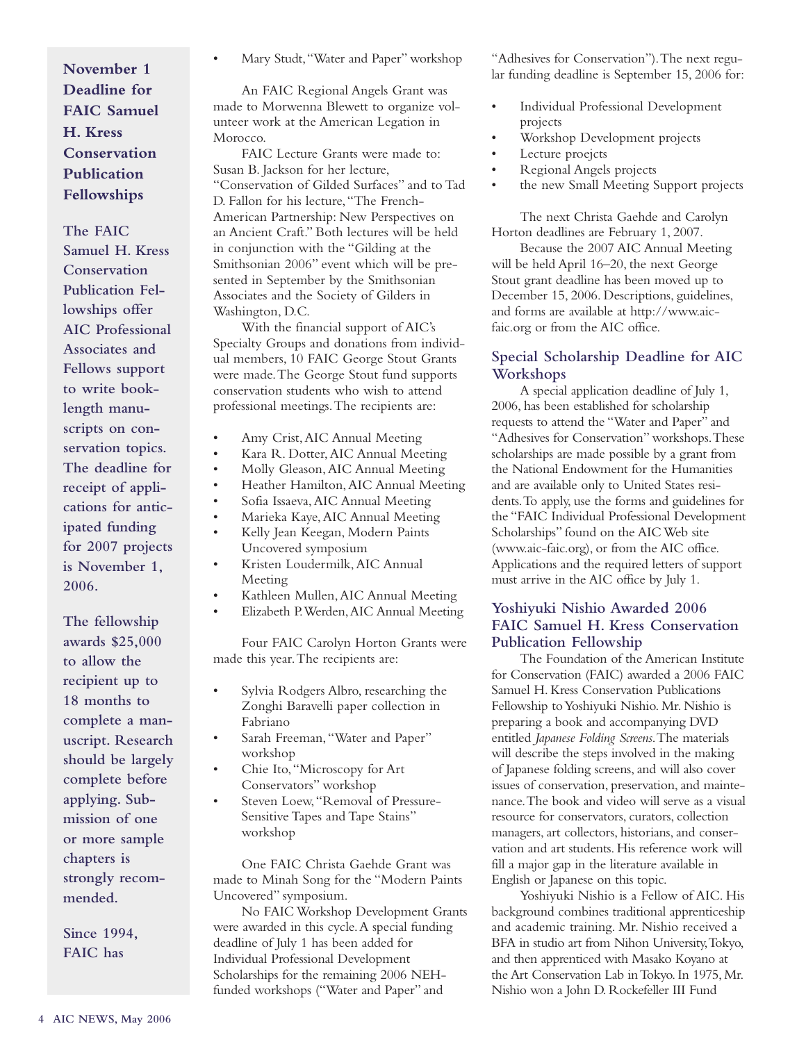**November 1 Deadline for FAIC Samuel H. Kress Conservation Publication Fellowships**

**The FAIC Samuel H. Kress Conservation Publication Fellowships offer AIC Professional Associates and Fellows support to write book-length manuscripts on conservation topics. The deadline for receipt of applications for anticipated funding for 2007 projects is November 1, 2006.**

**The fellowship awards $25,000 to allow the recipient up to 18 months to complete a manuscript. Research should be largely complete before applying. Submission of one or more sample chapters is strongly recommended.**

**Since 1994, FAIC has**

- Mary Studt, "Water and Paper" workshop

An FAIC Regional Angels Grant was made to Morwenna Blewett to organize volunteer work at the American Legation in Morocco.

FAIC Lecture Grants were made to: Susan B. Jackson for her lecture, "Conservation of Gilded Surfaces" and to Tad D. Fallon for his lecture, "The French-American Partnership: New Perspectives on an Ancient Craft." Both lectures will be held in conjunction with the "Gilding at the Smithsonian 2006" event which will be presented in September by the Smithsonian Associates and the Society of Gilders in Washington, D.C.

With the financial support of AIC's Specialty Groups and donations from individual members, 10 FAIC George Stout Grants were made. The George Stout fund supports conservation students who wish to attend professional meetings. The recipients are:

- Amy Crist, AIC Annual Meeting
- Kara R. Dotter, AIC Annual Meeting
- Molly Gleason, AIC Annual Meeting
- Heather Hamilton, AIC Annual Meeting
- Sofia Issaeva, AIC Annual Meeting
- Marieka Kaye, AIC Annual Meeting
- Kelly Jean Keegan, Modern Paints Uncovered symposium
- Kristen Loudermilk, AIC Annual Meeting
- Kathleen Mullen, AIC Annual Meeting
- Elizabeth P. Werden, AIC Annual Meeting

Four FAIC Carolyn Horton Grants were made this year. The recipients are:

- Sylvia Rodgers Albro, researching the Zonghi Baravelli paper collection in Fabriano
- Sarah Freeman, "Water and Paper" workshop
- Chie Ito, "Microscopy for Art Conservators" workshop
- Steven Loew, "Removal of Pressure-Sensitive Tapes and Tape Stains" workshop

One FAIC Christa Gaehde Grant was made to Minah Song for the "Modern Paints Uncovered" symposium.

No FAIC Workshop Development Grants were awarded in this cycle. A special funding deadline of July 1 has been added for Individual Professional Development Scholarships for the remaining 2006 NEH-funded workshops ("Water and Paper" and "Adhesives for Conservation"). The next regular funding deadline is September 15, 2006 for:

- Individual Professional Development projects
- Workshop Development projects
- Lecture proejcts
- Regional Angels projects
- the new Small Meeting Support projects

The next Christa Gaehde and Carolyn Horton deadlines are February 1, 2007.

Because the 2007 AIC Annual Meeting will be held April 16–20, the next George Stout grant deadline has been moved up to December 15, 2006. Descriptions, guidelines, and forms are available at http://www.aic-faic.org or from the AIC office.

## Special Scholarship Deadline for AIC Workshops

A special application deadline of July 1, 2006, has been established for scholarship requests to attend the "Water and Paper" and "Adhesives for Conservation" workshops. These scholarships are made possible by a grant from the National Endowment for the Humanities and are available only to United States residents. To apply, use the forms and guidelines for the "FAIC Individual Professional Development Scholarships" found on the AIC Web site (www.aic-faic.org), or from the AIC office. Applications and the required letters of support must arrive in the AIC office by July 1.

## Yoshiyuki Nishio Awarded 2006 FAIC Samuel H. Kress Conservation Publication Fellowship

The Foundation of the American Institute for Conservation (FAIC) awarded a 2006 FAIC Samuel H. Kress Conservation Publications Fellowship to Yoshiyuki Nishio. Mr. Nishio is preparing a book and accompanying DVD entitled *Japanese Folding Screens*. The materials will describe the steps involved in the making of Japanese folding screens, and will also cover issues of conservation, preservation, and maintenance. The book and video will serve as a visual resource for conservators, curators, collection managers, art collectors, historians, and conservation and art students. His reference work will fill a major gap in the literature available in English or Japanese on this topic.

Yoshiyuki Nishio is a Fellow of AIC. His background combines traditional apprenticeship and academic training. Mr. Nishio received a BFA in studio art from Nihon University, Tokyo, and then apprenticed with Masako Koyano at the Art Conservation Lab in Tokyo. In 1975, Mr. Nishio won a John D. Rockefeller III Fund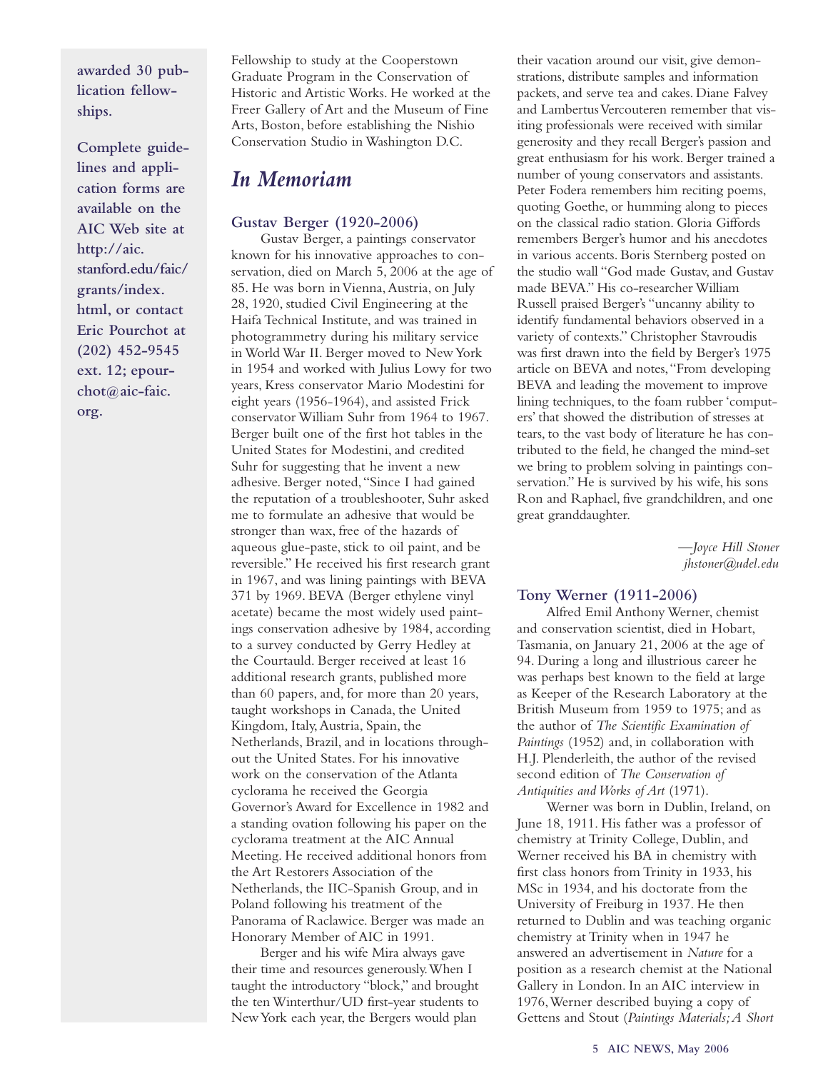**awarded 30 publication fellowships.**

**Complete guidelines and application forms are available on the AIC Web site at http://aic.stanford.edu/faic/grants/index.html, or contact Eric Pourchot at (202) 452-9545 ext. 12; epourchot@aic-faic.org.**

Fellowship to study at the Cooperstown Graduate Program in the Conservation of Historic and Artistic Works. He worked at the Freer Gallery of Art and the Museum of Fine Arts, Boston, before establishing the Nishio Conservation Studio in Washington D.C.

## *In Memoriam*

### Gustav Berger (1920-2006)

Gustav Berger, a paintings conservator known for his innovative approaches to conservation, died on March 5, 2006 at the age of 85. He was born in Vienna, Austria, on July 28, 1920, studied Civil Engineering at the Haifa Technical Institute, and was trained in photogrammetry during his military service in World War II. Berger moved to New York in 1954 and worked with Julius Lowy for two years, Kress conservator Mario Modestini for eight years (1956-1964), and assisted Frick conservator William Suhr from 1964 to 1967. Berger built one of the first hot tables in the United States for Modestini, and credited Suhr for suggesting that he invent a new adhesive. Berger noted, "Since I had gained the reputation of a troubleshooter, Suhr asked me to formulate an adhesive that would be stronger than wax, free of the hazards of aqueous glue-paste, stick to oil paint, and be reversible." He received his first research grant in 1967, and was lining paintings with BEVA 371 by 1969. BEVA (Berger ethylene vinyl acetate) became the most widely used paintings conservation adhesive by 1984, according to a survey conducted by Gerry Hedley at the Courtauld. Berger received at least 16 additional research grants, published more than 60 papers, and, for more than 20 years, taught workshops in Canada, the United Kingdom, Italy, Austria, Spain, the Netherlands, Brazil, and in locations throughout the United States. For his innovative work on the conservation of the Atlanta cyclorama he received the Georgia Governor's Award for Excellence in 1982 and a standing ovation following his paper on the cyclorama treatment at the AIC Annual Meeting. He received additional honors from the Art Restorers Association of the Netherlands, the IIC-Spanish Group, and in Poland following his treatment of the Panorama of Raclawice. Berger was made an Honorary Member of AIC in 1991.

Berger and his wife Mira always gave their time and resources generously. When I taught the introductory "block," and brought the ten Winterthur/UD first-year students to New York each year, the Bergers would plan their vacation around our visit, give demonstrations, distribute samples and information packets, and serve tea and cakes. Diane Falvey and Lambertus Vercouteren remember that visiting professionals were received with similar generosity and they recall Berger's passion and great enthusiasm for his work. Berger trained a number of young conservators and assistants. Peter Fodera remembers him reciting poems, quoting Goethe, or humming along to pieces on the classical radio station. Gloria Giffords remembers Berger's humor and his anecdotes in various accents. Boris Sternberg posted on the studio wall "God made Gustav, and Gustav made BEVA." His co-researcher William Russell praised Berger's "uncanny ability to identify fundamental behaviors observed in a variety of contexts." Christopher Stavroudis was first drawn into the field by Berger's 1975 article on BEVA and notes, "From developing BEVA and leading the movement to improve lining techniques, to the foam rubber 'computers' that showed the distribution of stresses at tears, to the vast body of literature he has contributed to the field, he changed the mind-set we bring to problem solving in paintings conservation." He is survived by his wife, his sons Ron and Raphael, five grandchildren, and one great granddaughter.

—*Joyce Hill Stoner*
*jhstoner@udel.edu*

### Tony Werner (1911-2006)

Alfred Emil Anthony Werner, chemist and conservation scientist, died in Hobart, Tasmania, on January 21, 2006 at the age of 94. During a long and illustrious career he was perhaps best known to the field at large as Keeper of the Research Laboratory at the British Museum from 1959 to 1975; and as the author of *The Scientific Examination of Paintings* (1952) and, in collaboration with H.J. Plenderleith, the author of the revised second edition of *The Conservation of Antiquities and Works of Art* (1971).

Werner was born in Dublin, Ireland, on June 18, 1911. His father was a professor of chemistry at Trinity College, Dublin, and Werner received his BA in chemistry with first class honors from Trinity in 1933, his MSc in 1934, and his doctorate from the University of Freiburg in 1937. He then returned to Dublin and was teaching organic chemistry at Trinity when in 1947 he answered an advertisement in *Nature* for a position as a research chemist at the National Gallery in London. In an AIC interview in 1976, Werner described buying a copy of Gettens and Stout (*Paintings Materials; A Short*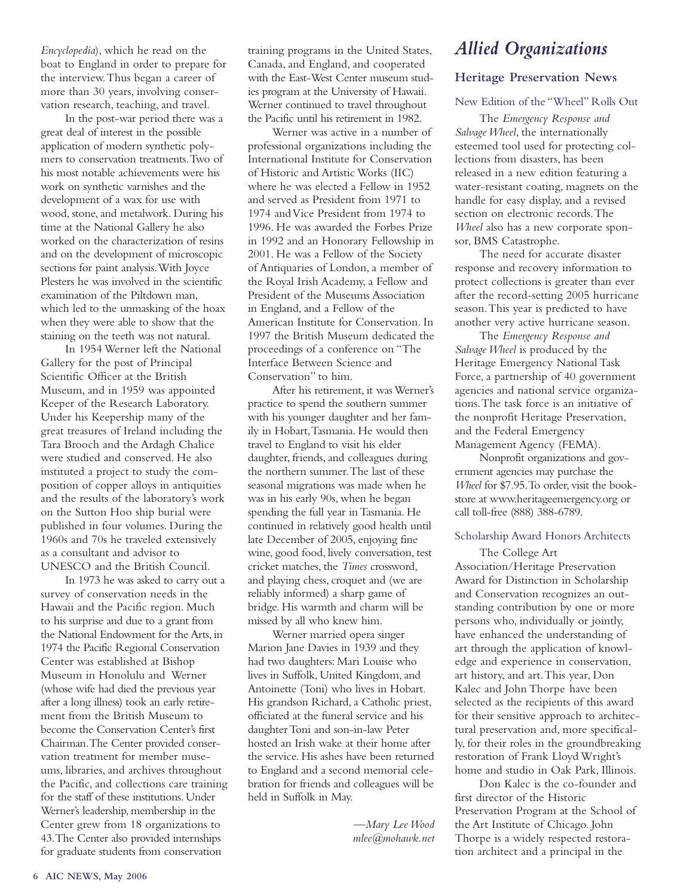*Encyclopedia*), which he read on the boat to England in order to prepare for the interview. Thus began a career of more than 30 years, involving conservation research, teaching, and travel.

In the post-war period there was a great deal of interest in the possible application of modern synthetic polymers to conservation treatments. Two of his most notable achievements were his work on synthetic varnishes and the development of a wax for use with wood, stone, and metalwork. During his time at the National Gallery he also worked on the characterization of resins and on the development of microscopic sections for paint analysis. With Joyce Plesters he was involved in the scientific examination of the Piltdown man, which led to the unmasking of the hoax when they were able to show that the staining on the teeth was not natural.

In 1954 Werner left the National Gallery for the post of Principal Scientific Officer at the British Museum, and in 1959 was appointed Keeper of the Research Laboratory. Under his Keepership many of the great treasures of Ireland including the Tara Brooch and the Ardagh Chalice were studied and conserved. He also instituted a project to study the composition of copper alloys in antiquities and the results of the laboratory's work on the Sutton Hoo ship burial were published in four volumes. During the 1960s and 70s he traveled extensively as a consultant and advisor to UNESCO and the British Council.

In 1973 he was asked to carry out a survey of conservation needs in the Hawaii and the Pacific region. Much to his surprise and due to a grant from the National Endowment for the Arts, in 1974 the Pacific Regional Conservation Center was established at Bishop Museum in Honolulu and Werner (whose wife had died the previous year after a long illness) took an early retirement from the British Museum to become the Conservation Center's first Chairman. The Center provided conservation treatment for member museums, libraries, and archives throughout the Pacific, and collections care training for the staff of these institutions. Under Werner's leadership, membership in the Center grew from 18 organizations to 43. The Center also provided internships for graduate students from conservation training programs in the United States, Canada, and England, and cooperated with the East-West Center museum studies program at the University of Hawaii. Werner continued to travel throughout the Pacific until his retirement in 1982.

Werner was active in a number of professional organizations including the International Institute for Conservation of Historic and Artistic Works (IIC) where he was elected a Fellow in 1952 and served as President from 1971 to 1974 and Vice President from 1974 to 1996. He was awarded the Forbes Prize in 1992 and an Honorary Fellowship in 2001. He was a Fellow of the Society of Antiquaries of London, a member of the Royal Irish Academy, a Fellow and President of the Museums Association in England, and a Fellow of the American Institute for Conservation. In 1997 the British Museum dedicated the proceedings of a conference on "The Interface Between Science and Conservation" to him.

After his retirement, it was Werner's practice to spend the southern summer with his younger daughter and her family in Hobart, Tasmania. He would then travel to England to visit his elder daughter, friends, and colleagues during the northern summer. The last of these seasonal migrations was made when he was in his early 90s, when he began spending the full year in Tasmania. He continued in relatively good health until late December of 2005, enjoying fine wine, good food, lively conversation, test cricket matches, the *Times* crossword, and playing chess, croquet and (we are reliably informed) a sharp game of bridge. His warmth and charm will be missed by all who knew him.

Werner married opera singer Marion Jane Davies in 1939 and they had two daughters: Mari Louise who lives in Suffolk, United Kingdom, and Antoinette (Toni) who lives in Hobart. His grandson Richard, a Catholic priest, officiated at the funeral service and his daughter Toni and son-in-law Peter hosted an Irish wake at their home after the service. His ashes have been returned to England and a second memorial celebration for friends and colleagues will be held in Suffolk in May.

—*Mary Lee Wood*
*mlee@mohawk.net*

# Allied Organizations

## Heritage Preservation News

### New Edition of the "Wheel" Rolls Out

The *Emergency Response and Salvage Wheel*, the internationally esteemed tool used for protecting collections from disasters, has been released in a new edition featuring a water-resistant coating, magnets on the handle for easy display, and a revised section on electronic records. The *Wheel* also has a new corporate sponsor, BMS Catastrophe.

The need for accurate disaster response and recovery information to protect collections is greater than ever after the record-setting 2005 hurricane season. This year is predicted to have another very active hurricane season.

The *Emergency Response and Salvage Wheel* is produced by the Heritage Emergency National Task Force, a partnership of 40 government agencies and national service organizations. The task force is an initiative of the nonprofit Heritage Preservation, and the Federal Emergency Management Agency (FEMA).

Nonprofit organizations and government agencies may purchase the *Wheel* for $7.95. To order, visit the bookstore at www.heritageemergency.org or call toll-free (888) 388-6789.

### Scholarship Award Honors Architects

The College Art Association/Heritage Preservation Award for Distinction in Scholarship and Conservation recognizes an outstanding contribution by one or more persons who, individually or jointly, have enhanced the understanding of art through the application of knowledge and experience in conservation, art history, and art. This year, Don Kalec and John Thorpe have been selected as the recipients of this award for their sensitive approach to architectural preservation and, more specifically, for their roles in the groundbreaking restoration of Frank Lloyd Wright's home and studio in Oak Park, Illinois.

Don Kalec is the co-founder and first director of the Historic Preservation Program at the School of the Art Institute of Chicago. John Thorpe is a widely respected restoration architect and a principal in the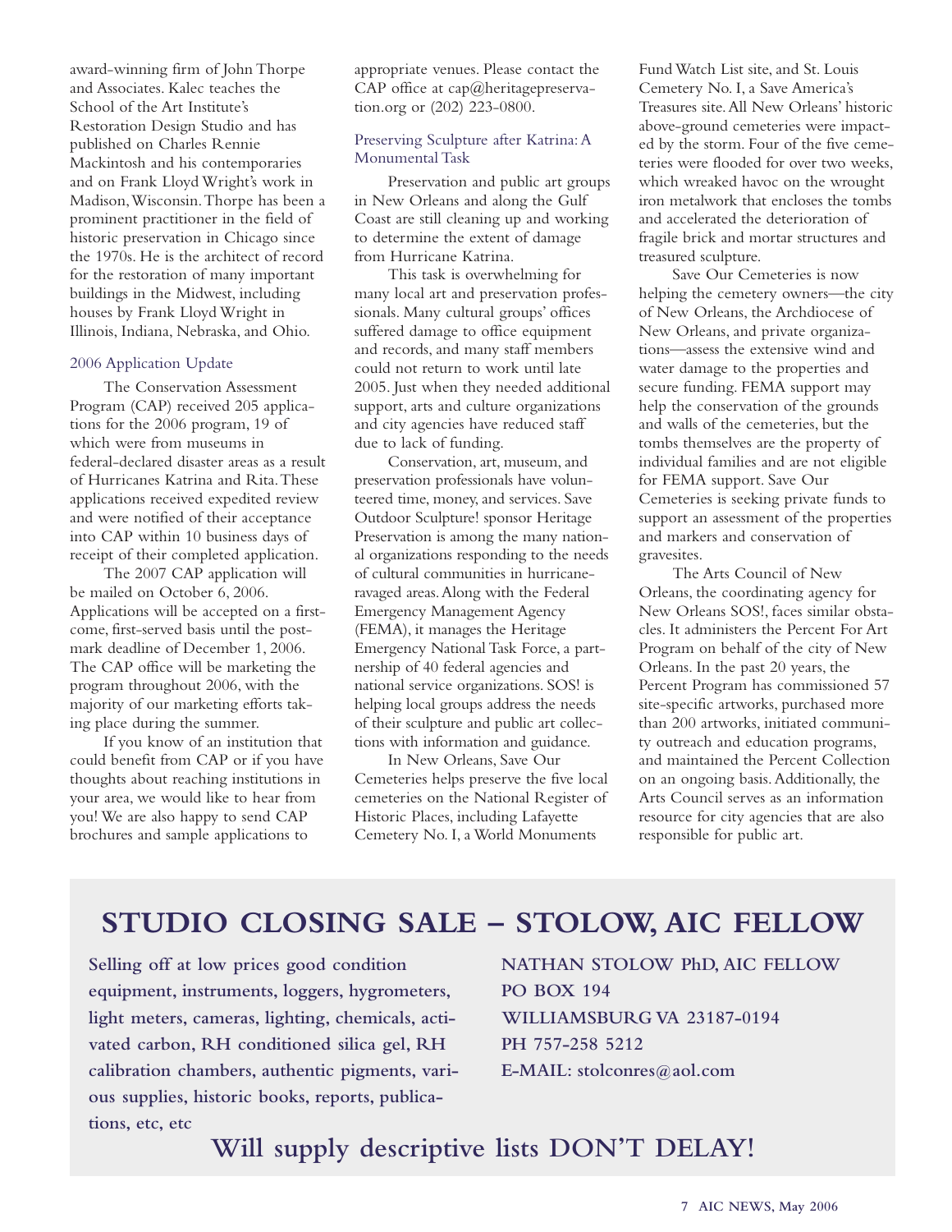award-winning firm of John Thorpe and Associates. Kalec teaches the School of the Art Institute's Restoration Design Studio and has published on Charles Rennie Mackintosh and his contemporaries and on Frank Lloyd Wright's work in Madison, Wisconsin. Thorpe has been a prominent practitioner in the field of historic preservation in Chicago since the 1970s. He is the architect of record for the restoration of many important buildings in the Midwest, including houses by Frank Lloyd Wright in Illinois, Indiana, Nebraska, and Ohio.

### 2006 Application Update

The Conservation Assessment Program (CAP) received 205 applications for the 2006 program, 19 of which were from museums in federal-declared disaster areas as a result of Hurricanes Katrina and Rita. These applications received expedited review and were notified of their acceptance into CAP within 10 business days of receipt of their completed application.

The 2007 CAP application will be mailed on October 6, 2006. Applications will be accepted on a first-come, first-served basis until the postmark deadline of December 1, 2006. The CAP office will be marketing the program throughout 2006, with the majority of our marketing efforts taking place during the summer.

If you know of an institution that could benefit from CAP or if you have thoughts about reaching institutions in your area, we would like to hear from you! We are also happy to send CAP brochures and sample applications to appropriate venues. Please contact the CAP office at cap@heritagepreservation.org or (202) 223-0800.

### Preserving Sculpture after Katrina: A Monumental Task

Preservation and public art groups in New Orleans and along the Gulf Coast are still cleaning up and working to determine the extent of damage from Hurricane Katrina.

This task is overwhelming for many local art and preservation professionals. Many cultural groups' offices suffered damage to office equipment and records, and many staff members could not return to work until late 2005. Just when they needed additional support, arts and culture organizations and city agencies have reduced staff due to lack of funding.

Conservation, art, museum, and preservation professionals have volunteered time, money, and services. Save Outdoor Sculpture! sponsor Heritage Preservation is among the many national organizations responding to the needs of cultural communities in hurricane-ravaged areas. Along with the Federal Emergency Management Agency (FEMA), it manages the Heritage Emergency National Task Force, a partnership of 40 federal agencies and national service organizations. SOS! is helping local groups address the needs of their sculpture and public art collections with information and guidance.

In New Orleans, Save Our Cemeteries helps preserve the five local cemeteries on the National Register of Historic Places, including Lafayette Cemetery No. I, a World Monuments Fund Watch List site, and St. Louis Cemetery No. I, a Save America's Treasures site. All New Orleans' historic above-ground cemeteries were impacted by the storm. Four of the five cemeteries were flooded for over two weeks, which wreaked havoc on the wrought iron metalwork that encloses the tombs and accelerated the deterioration of fragile brick and mortar structures and treasured sculpture.

Save Our Cemeteries is now helping the cemetery owners—the city of New Orleans, the Archdiocese of New Orleans, and private organizations—assess the extensive wind and water damage to the properties and secure funding. FEMA support may help the conservation of the grounds and walls of the cemeteries, but the tombs themselves are the property of individual families and are not eligible for FEMA support. Save Our Cemeteries is seeking private funds to support an assessment of the properties and markers and conservation of gravesites.

The Arts Council of New Orleans, the coordinating agency for New Orleans SOS!, faces similar obstacles. It administers the Percent For Art Program on behalf of the city of New Orleans. In the past 20 years, the Percent Program has commissioned 57 site-specific artworks, purchased more than 200 artworks, initiated community outreach and education programs, and maintained the Percent Collection on an ongoing basis. Additionally, the Arts Council serves as an information resource for city agencies that are also responsible for public art.

## STUDIO CLOSING SALE – STOLOW, AIC FELLOW

**Selling off at low prices good condition equipment, instruments, loggers, hygrometers, light meters, cameras, lighting, chemicals, activated carbon, RH conditioned silica gel, RH calibration chambers, authentic pigments, various supplies, historic books, reports, publications, etc, etc**

**NATHAN STOLOW PhD, AIC FELLOW**
**PO BOX 194**
**WILLIAMSBURG VA 23187-0194**
**PH 757-258 5212**
**E-MAIL: stolconres@aol.com**

**Will supply descriptive lists DON'T DELAY!**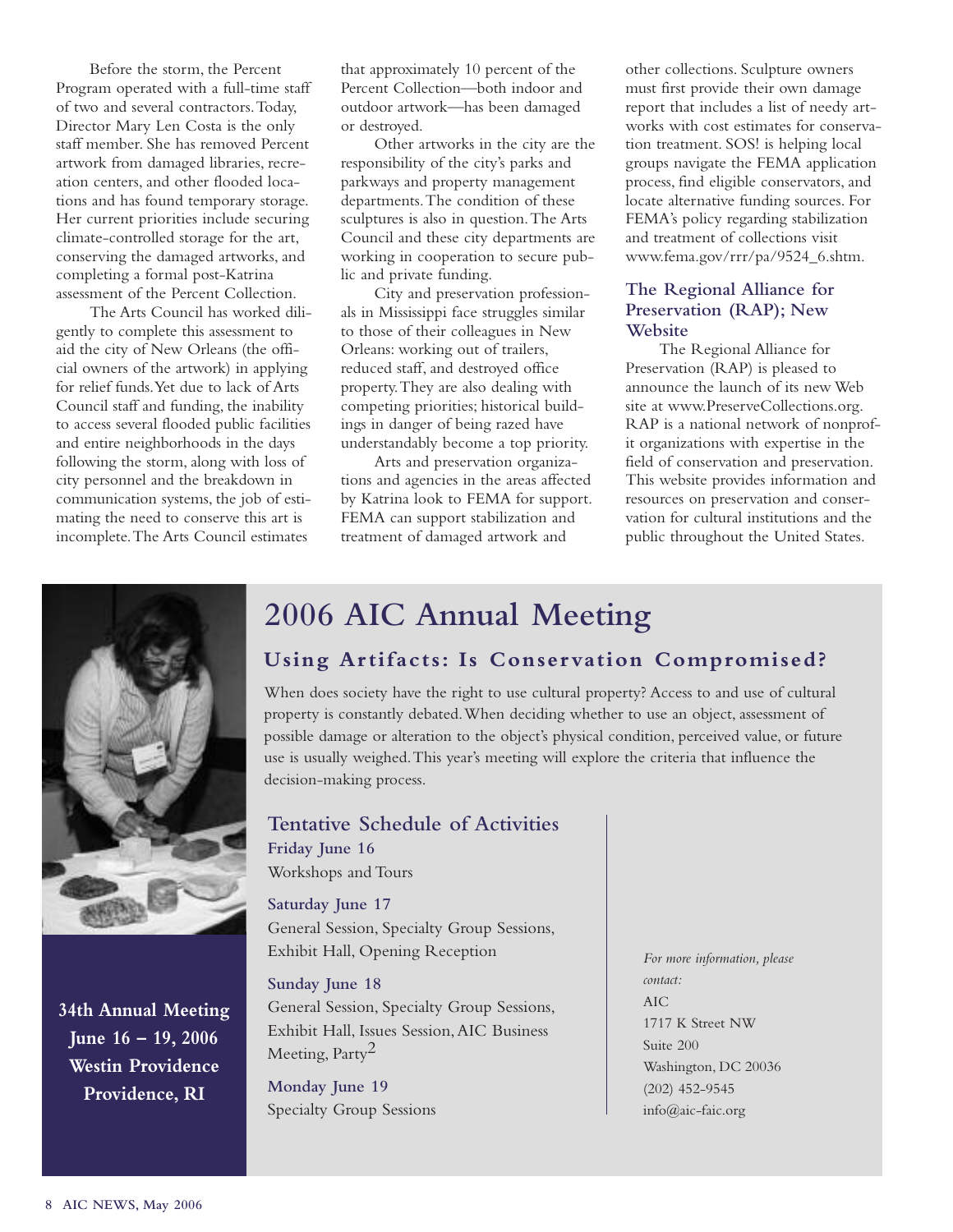Before the storm, the Percent Program operated with a full-time staff of two and several contractors. Today, Director Mary Len Costa is the only staff member. She has removed Percent artwork from damaged libraries, recreation centers, and other flooded locations and has found temporary storage. Her current priorities include securing climate-controlled storage for the art, conserving the damaged artworks, and completing a formal post-Katrina assessment of the Percent Collection.

The Arts Council has worked diligently to complete this assessment to aid the city of New Orleans (the official owners of the artwork) in applying for relief funds. Yet due to lack of Arts Council staff and funding, the inability to access several flooded public facilities and entire neighborhoods in the days following the storm, along with loss of city personnel and the breakdown in communication systems, the job of estimating the need to conserve this art is incomplete. The Arts Council estimates that approximately 10 percent of the Percent Collection—both indoor and outdoor artwork—has been damaged or destroyed.

Other artworks in the city are the responsibility of the city's parks and parkways and property management departments. The condition of these sculptures is also in question. The Arts Council and these city departments are working in cooperation to secure public and private funding.

City and preservation professionals in Mississippi face struggles similar to those of their colleagues in New Orleans: working out of trailers, reduced staff, and destroyed office property. They are also dealing with competing priorities; historical buildings in danger of being razed have understandably become a top priority.

Arts and preservation organizations and agencies in the areas affected by Katrina look to FEMA for support. FEMA can support stabilization and treatment of damaged artwork and other collections. Sculpture owners must first provide their own damage report that includes a list of needy artworks with cost estimates for conservation treatment. SOS! is helping local groups navigate the FEMA application process, find eligible conservators, and locate alternative funding sources. For FEMA's policy regarding stabilization and treatment of collections visit www.fema.gov/rrr/pa/9524_6.shtm.

### The Regional Alliance for Preservation (RAP); New Website

The Regional Alliance for Preservation (RAP) is pleased to announce the launch of its new Web site at www.PreserveCollections.org. RAP is a national network of nonprofit organizations with expertise in the field of conservation and preservation. This website provides information and resources on preservation and conservation for cultural institutions and the public throughout the United States.

**34th Annual Meeting**
**June 16 – 19, 2006**
**Westin Providence**
**Providence, RI**

# 2006 AIC Annual Meeting

## Using Artifacts: Is Conservation Compromised?

When does society have the right to use cultural property? Access to and use of cultural property is constantly debated. When deciding whether to use an object, assessment of possible damage or alteration to the object's physical condition, perceived value, or future use is usually weighed. This year's meeting will explore the criteria that influence the decision-making process.

### Tentative Schedule of Activities

**Friday June 16**
Workshops and Tours

**Saturday June 17**
General Session, Specialty Group Sessions, Exhibit Hall, Opening Reception

**Sunday June 18**
General Session, Specialty Group Sessions, Exhibit Hall, Issues Session, AIC Business Meeting, Party$^2$

**Monday June 19**
Specialty Group Sessions

*For more information, please contact:*
AIC
1717 K Street NW
Suite 200
Washington, DC 20036
(202) 452-9545
info@aic-faic.org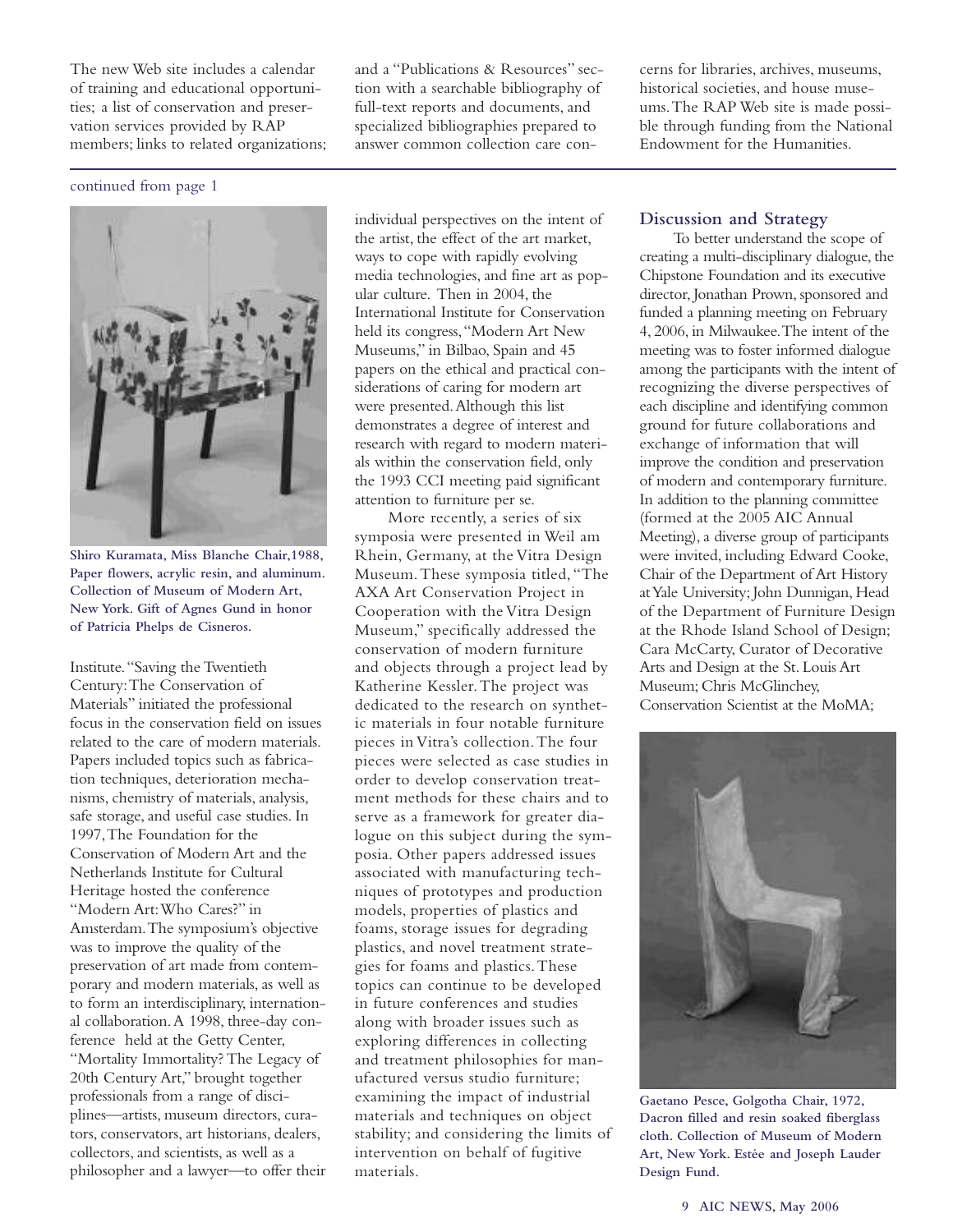The new Web site includes a calendar of training and educational opportunities; a list of conservation and preservation services provided by RAP members; links to related organizations; and a "Publications & Resources" section with a searchable bibliography of full-text reports and documents, and specialized bibliographies prepared to answer common collection care concerns for libraries, archives, museums, historical societies, and house museums. The RAP Web site is made possible through funding from the National Endowment for the Humanities.

continued from page 1

**Shiro Kuramata, Miss Blanche Chair,1988, Paper flowers, acrylic resin, and aluminum. Collection of Museum of Modern Art, New York. Gift of Agnes Gund in honor of Patricia Phelps de Cisneros.**

Institute. "Saving the Twentieth Century: The Conservation of Materials" initiated the professional focus in the conservation field on issues related to the care of modern materials. Papers included topics such as fabrication techniques, deterioration mechanisms, chemistry of materials, analysis, safe storage, and useful case studies. In 1997, The Foundation for the Conservation of Modern Art and the Netherlands Institute for Cultural Heritage hosted the conference "Modern Art: Who Cares?" in Amsterdam. The symposium's objective was to improve the quality of the preservation of art made from contemporary and modern materials, as well as to form an interdisciplinary, international collaboration. A 1998, three-day conference held at the Getty Center, "Mortality Immortality? The Legacy of 20th Century Art," brought together professionals from a range of disciplines—artists, museum directors, curators, conservators, art historians, dealers, collectors, and scientists, as well as a philosopher and a lawyer—to offer their individual perspectives on the intent of the artist, the effect of the art market, ways to cope with rapidly evolving media technologies, and fine art as popular culture. Then in 2004, the International Institute for Conservation held its congress, "Modern Art New Museums," in Bilbao, Spain and 45 papers on the ethical and practical considerations of caring for modern art were presented. Although this list demonstrates a degree of interest and research with regard to modern materials within the conservation field, only the 1993 CCI meeting paid significant attention to furniture per se.

More recently, a series of six symposia were presented in Weil am Rhein, Germany, at the Vitra Design Museum. These symposia titled, "The AXA Art Conservation Project in Cooperation with the Vitra Design Museum," specifically addressed the conservation of modern furniture and objects through a project lead by Katherine Kessler. The project was dedicated to the research on synthetic materials in four notable furniture pieces in Vitra's collection. The four pieces were selected as case studies in order to develop conservation treatment methods for these chairs and to serve as a framework for greater dialogue on this subject during the symposia. Other papers addressed issues associated with manufacturing techniques of prototypes and production models, properties of plastics and foams, storage issues for degrading plastics, and novel treatment strategies for foams and plastics. These topics can continue to be developed in future conferences and studies along with broader issues such as exploring differences in collecting and treatment philosophies for manufactured versus studio furniture; examining the impact of industrial materials and techniques on object stability; and considering the limits of intervention on behalf of fugitive materials.

## Discussion and Strategy

To better understand the scope of creating a multi-disciplinary dialogue, the Chipstone Foundation and its executive director, Jonathan Prown, sponsored and funded a planning meeting on February 4, 2006, in Milwaukee. The intent of the meeting was to foster informed dialogue among the participants with the intent of recognizing the diverse perspectives of each discipline and identifying common ground for future collaborations and exchange of information that will improve the condition and preservation of modern and contemporary furniture. In addition to the planning committee (formed at the 2005 AIC Annual Meeting), a diverse group of participants were invited, including Edward Cooke, Chair of the Department of Art History at Yale University; John Dunnigan, Head of the Department of Furniture Design at the Rhode Island School of Design; Cara McCarty, Curator of Decorative Arts and Design at the St. Louis Art Museum; Chris McGlinchey, Conservation Scientist at the MoMA;

**Gaetano Pesce, Golgotha Chair, 1972, Dacron filled and resin soaked fiberglass cloth. Collection of Museum of Modern Art, New York. Estée and Joseph Lauder Design Fund.**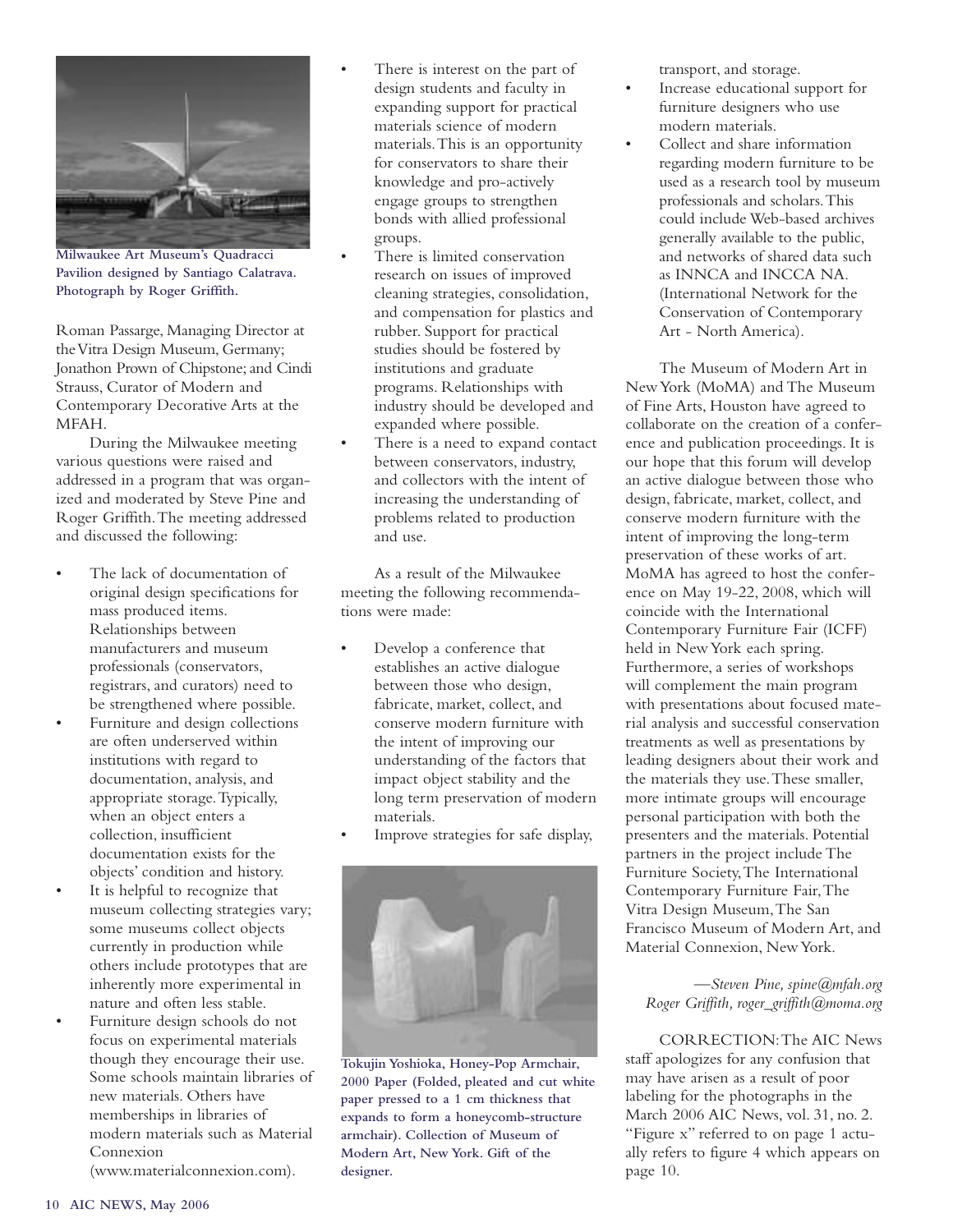Milwaukee Art Museum's Quadracci Pavilion designed by Santiago Calatrava. Photograph by Roger Griffith.

Roman Passarge, Managing Director at the Vitra Design Museum, Germany; Jonathon Prown of Chipstone; and Cindi Strauss, Curator of Modern and Contemporary Decorative Arts at the MFAH.

During the Milwaukee meeting various questions were raised and addressed in a program that was organized and moderated by Steve Pine and Roger Griffith. The meeting addressed and discussed the following:

- The lack of documentation of original design specifications for mass produced items. Relationships between manufacturers and museum professionals (conservators, registrars, and curators) need to be strengthened where possible.
- Furniture and design collections are often underserved within institutions with regard to documentation, analysis, and appropriate storage. Typically, when an object enters a collection, insufficient documentation exists for the objects' condition and history.
- It is helpful to recognize that museum collecting strategies vary; some museums collect objects currently in production while others include prototypes that are inherently more experimental in nature and often less stable.
- Furniture design schools do not focus on experimental materials though they encourage their use. Some schools maintain libraries of new materials. Others have memberships in libraries of modern materials such as Material Connexion (www.materialconnexion.com).
- There is interest on the part of design students and faculty in expanding support for practical materials science of modern materials. This is an opportunity for conservators to share their knowledge and pro-actively engage groups to strengthen bonds with allied professional groups.
- There is limited conservation research on issues of improved cleaning strategies, consolidation, and compensation for plastics and rubber. Support for practical studies should be fostered by institutions and graduate programs. Relationships with industry should be developed and expanded where possible.
- There is a need to expand contact between conservators, industry, and collectors with the intent of increasing the understanding of problems related to production and use.

As a result of the Milwaukee meeting the following recommendations were made:

- Develop a conference that establishes an active dialogue between those who design, fabricate, market, collect, and conserve modern furniture with the intent of improving our understanding of the factors that impact object stability and the long term preservation of modern materials.
- Improve strategies for safe display, transport, and storage.
- Increase educational support for furniture designers who use modern materials.
- Collect and share information regarding modern furniture to be used as a research tool by museum professionals and scholars. This could include Web-based archives generally available to the public, and networks of shared data such as INNCA and INCCA NA. (International Network for the Conservation of Contemporary Art - North America).

Tokujin Yoshioka, Honey-Pop Armchair, 2000 Paper (Folded, pleated and cut white paper pressed to a 1 cm thickness that expands to form a honeycomb-structure armchair). Collection of Museum of Modern Art, New York. Gift of the designer.

The Museum of Modern Art in New York (MoMA) and The Museum of Fine Arts, Houston have agreed to collaborate on the creation of a conference and publication proceedings. It is our hope that this forum will develop an active dialogue between those who design, fabricate, market, collect, and conserve modern furniture with the intent of improving the long-term preservation of these works of art. MoMA has agreed to host the conference on May 19-22, 2008, which will coincide with the International Contemporary Furniture Fair (ICFF) held in New York each spring. Furthermore, a series of workshops will complement the main program with presentations about focused material analysis and successful conservation treatments as well as presentations by leading designers about their work and the materials they use. These smaller, more intimate groups will encourage personal participation with both the presenters and the materials. Potential partners in the project include The Furniture Society, The International Contemporary Furniture Fair, The Vitra Design Museum, The San Francisco Museum of Modern Art, and Material Connexion, New York.

*—Steven Pine, spine@mfah.org*
*Roger Griffith, roger_griffith@moma.org*

CORRECTION: The AIC News staff apologizes for any confusion that may have arisen as a result of poor labeling for the photographs in the March 2006 AIC News, vol. 31, no. 2. "Figure x" referred to on page 1 actually refers to figure 4 which appears on page 10.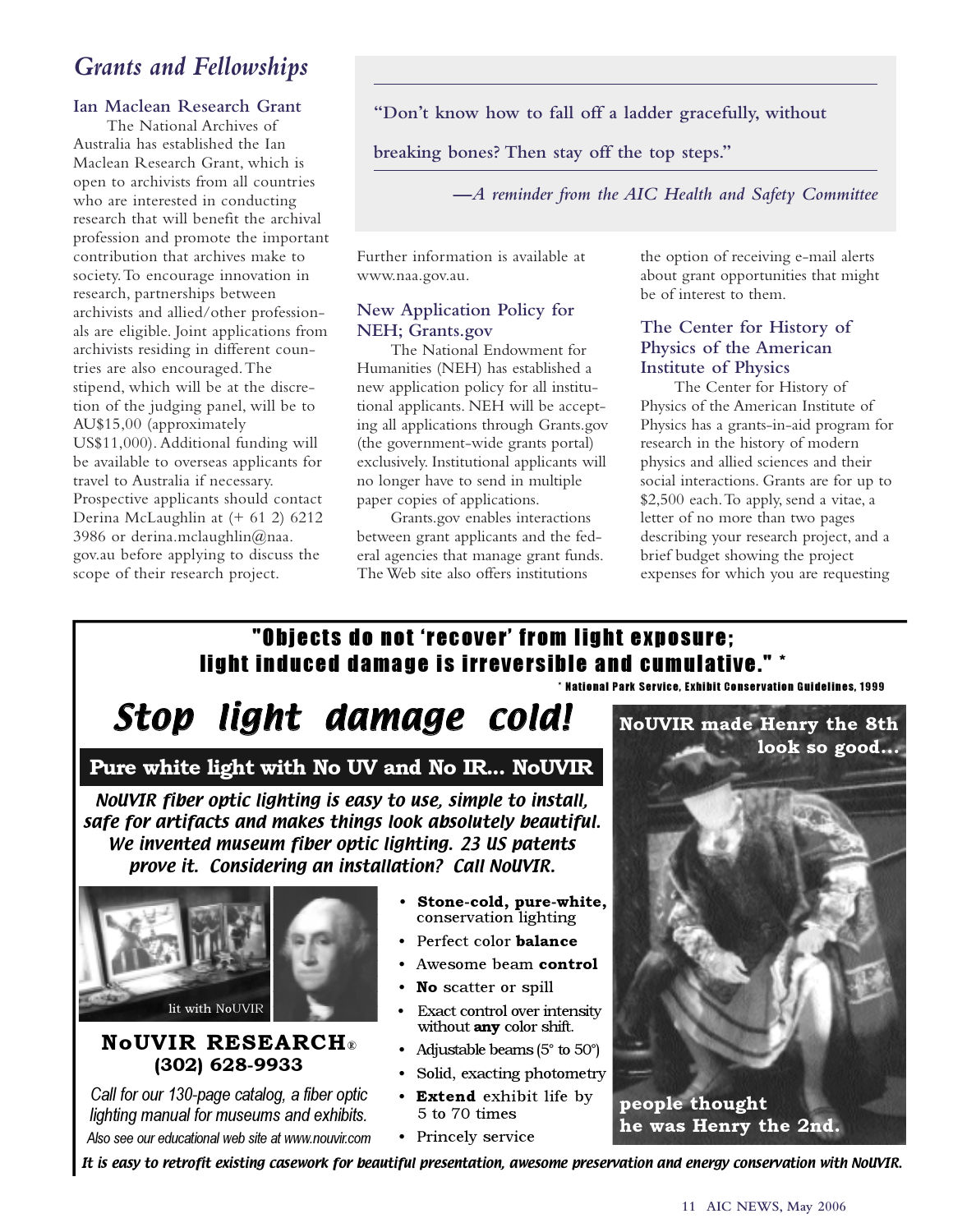## *Grants and Fellowships*

### Ian Maclean Research Grant

The National Archives of Australia has established the Ian Maclean Research Grant, which is open to archivists from all countries who are interested in conducting research that will benefit the archival profession and promote the important contribution that archives make to society. To encourage innovation in research, partnerships between archivists and allied/other professionals are eligible. Joint applications from archivists residing in different countries are also encouraged. The stipend, which will be at the discretion of the judging panel, will be to AU$15,00 (approximately US$11,000). Additional funding will be available to overseas applicants for travel to Australia if necessary. Prospective applicants should contact Derina McLaughlin at (+ 61 2) 6212 3986 or derina.mclaughlin@naa.gov.au before applying to discuss the scope of their research project. Further information is available at www.naa.gov.au.

> **"Don't know how to fall off a ladder gracefully, without breaking bones? Then stay off the top steps."**
>
> *—A reminder from the AIC Health and Safety Committee*

### New Application Policy for NEH; Grants.gov

The National Endowment for Humanities (NEH) has established a new application policy for all institutional applicants. NEH will be accepting all applications through Grants.gov (the government-wide grants portal) exclusively. Institutional applicants will no longer have to send in multiple paper copies of applications.

Grants.gov enables interactions between grant applicants and the federal agencies that manage grant funds. The Web site also offers institutions the option of receiving e-mail alerts about grant opportunities that might be of interest to them.

### The Center for History of Physics of the American Institute of Physics

The Center for History of Physics of the American Institute of Physics has a grants-in-aid program for research in the history of modern physics and allied sciences and their social interactions. Grants are for up to $2,500 each. To apply, send a vitae, a letter of no more than two pages describing your research project, and a brief budget showing the project expenses for which you are requesting

---

**"Objects do not 'recover' from light exposure; light induced damage is irreversible and cumulative." ***

\* National Park Service, Exhibit Conservation Guidelines, 1999

# *Stop light damage cold!*

**Pure white light with No UV and No IR... NoUVIR**

*NoUVIR fiber optic lighting is easy to use, simple to install, safe for artifacts and makes things look absolutely beautiful. We invented museum fiber optic lighting. 23 US patents prove it. Considering an installation? Call NoUVIR.*

lit with NoUVIR

- **Stone-cold, pure-white,** conservation lighting
- Perfect color **balance**
- Awesome beam **control**
- **No** scatter or spill
- Exact control over intensity without **any** color shift.
- Adjustable beams (5° to 50°)
- Solid, exacting photometry
- **Extend** exhibit life by 5 to 70 times
- Princely service

**NoUVIR made Henry the 8th look so good...**

**people thought he was Henry the 2nd.**

**NoUVIR RESEARCH®**
**(302) 628-9933**

*Call for our 130-page catalog, a fiber optic lighting manual for museums and exhibits.*

*Also see our educational web site at www.nouvir.com*

*It is easy to retrofit existing casework for beautiful presentation, awesome preservation and energy conservation with NoUVIR.*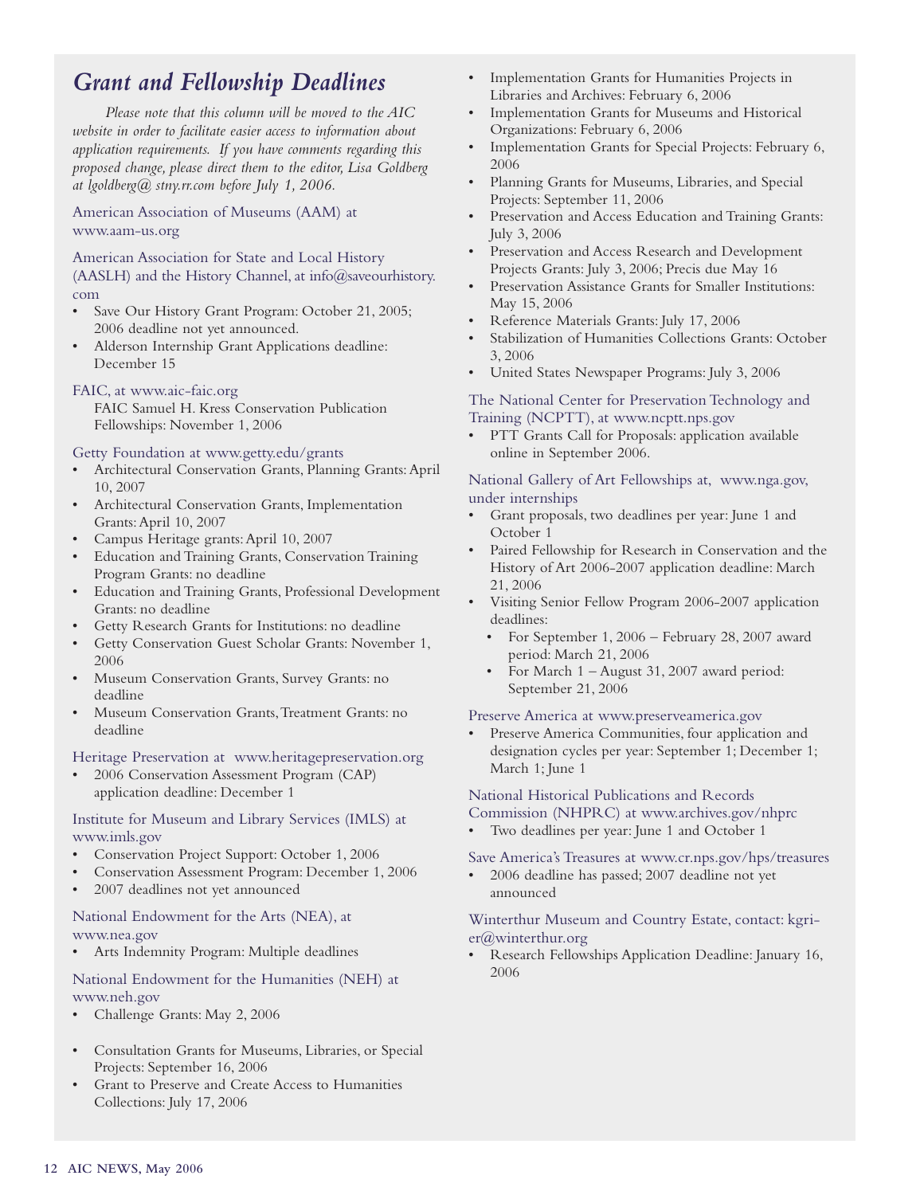## *Grant and Fellowship Deadlines*

*Please note that this column will be moved to the AIC website in order to facilitate easier access to information about application requirements. If you have comments regarding this proposed change, please direct them to the editor, Lisa Goldberg at lgoldberg@ stny.rr.com before July 1, 2006.*

American Association of Museums (AAM) at www.aam-us.org

American Association for State and Local History (AASLH) and the History Channel, at info@saveourhistory.com

- Save Our History Grant Program: October 21, 2005; 2006 deadline not yet announced.
- Alderson Internship Grant Applications deadline: December 15

FAIC, at www.aic-faic.org

FAIC Samuel H. Kress Conservation Publication Fellowships: November 1, 2006

Getty Foundation at www.getty.edu/grants

- Architectural Conservation Grants, Planning Grants: April 10, 2007
- Architectural Conservation Grants, Implementation Grants: April 10, 2007
- Campus Heritage grants: April 10, 2007
- Education and Training Grants, Conservation Training Program Grants: no deadline
- Education and Training Grants, Professional Development Grants: no deadline
- Getty Research Grants for Institutions: no deadline
- Getty Conservation Guest Scholar Grants: November 1, 2006
- Museum Conservation Grants, Survey Grants: no deadline
- Museum Conservation Grants, Treatment Grants: no deadline

Heritage Preservation at www.heritagepreservation.org

- 2006 Conservation Assessment Program (CAP) application deadline: December 1

Institute for Museum and Library Services (IMLS) at www.imls.gov

- Conservation Project Support: October 1, 2006
- Conservation Assessment Program: December 1, 2006
- 2007 deadlines not yet announced

National Endowment for the Arts (NEA), at www.nea.gov

- Arts Indemnity Program: Multiple deadlines

National Endowment for the Humanities (NEH) at www.neh.gov

- Challenge Grants: May 2, 2006
- Consultation Grants for Museums, Libraries, or Special Projects: September 16, 2006
- Grant to Preserve and Create Access to Humanities Collections: July 17, 2006
- Implementation Grants for Humanities Projects in Libraries and Archives: February 6, 2006
- Implementation Grants for Museums and Historical Organizations: February 6, 2006
- Implementation Grants for Special Projects: February 6, 2006
- Planning Grants for Museums, Libraries, and Special Projects: September 11, 2006
- Preservation and Access Education and Training Grants: July 3, 2006
- Preservation and Access Research and Development Projects Grants: July 3, 2006; Precis due May 16
- Preservation Assistance Grants for Smaller Institutions: May 15, 2006
- Reference Materials Grants: July 17, 2006
- Stabilization of Humanities Collections Grants: October 3, 2006
- United States Newspaper Programs: July 3, 2006

The National Center for Preservation Technology and Training (NCPTT), at www.ncptt.nps.gov

- PTT Grants Call for Proposals: application available online in September 2006.

National Gallery of Art Fellowships at, www.nga.gov, under internships

- Grant proposals, two deadlines per year: June 1 and October 1
- Paired Fellowship for Research in Conservation and the History of Art 2006-2007 application deadline: March 21, 2006
- Visiting Senior Fellow Program 2006-2007 application deadlines:
  - For September 1, 2006 – February 28, 2007 award period: March 21, 2006
  - For March 1 – August 31, 2007 award period: September 21, 2006

Preserve America at www.preserveamerica.gov

- Preserve America Communities, four application and designation cycles per year: September 1; December 1; March 1; June 1

National Historical Publications and Records Commission (NHPRC) at www.archives.gov/nhprc

- Two deadlines per year: June 1 and October 1

Save America's Treasures at www.cr.nps.gov/hps/treasures

- 2006 deadline has passed; 2007 deadline not yet announced

Winterthur Museum and Country Estate, contact: kgrier@winterthur.org

- Research Fellowships Application Deadline: January 16, 2006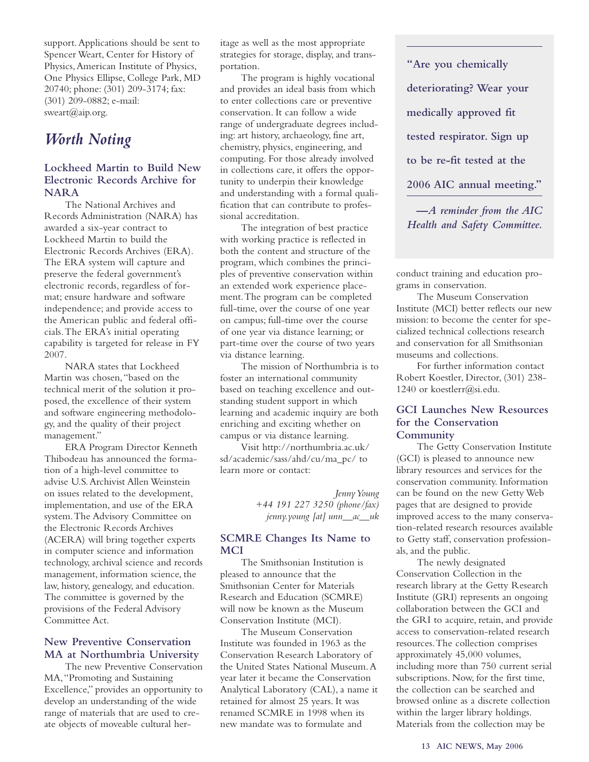support. Applications should be sent to Spencer Weart, Center for History of Physics, American Institute of Physics, One Physics Ellipse, College Park, MD 20740; phone: (301) 209-3174; fax: (301) 209-0882; e-mail: sweart@aip.org.

## *Worth Noting*

### Lockheed Martin to Build New Electronic Records Archive for NARA

The National Archives and Records Administration (NARA) has awarded a six-year contract to Lockheed Martin to build the Electronic Records Archives (ERA). The ERA system will capture and preserve the federal government's electronic records, regardless of format; ensure hardware and software independence; and provide access to the American public and federal officials. The ERA's initial operating capability is targeted for release in FY 2007.

NARA states that Lockheed Martin was chosen, "based on the technical merit of the solution it proposed, the excellence of their system and software engineering methodology, and the quality of their project management."

ERA Program Director Kenneth Thibodeau has announced the formation of a high-level committee to advise U.S. Archivist Allen Weinstein on issues related to the development, implementation, and use of the ERA system. The Advisory Committee on the Electronic Records Archives (ACERA) will bring together experts in computer science and information technology, archival science and records management, information science, the law, history, genealogy, and education. The committee is governed by the provisions of the Federal Advisory Committee Act.

### New Preventive Conservation MA at Northumbria University

The new Preventive Conservation MA, "Promoting and Sustaining Excellence," provides an opportunity to develop an understanding of the wide range of materials that are used to create objects of moveable cultural heritage as well as the most appropriate strategies for storage, display, and transportation.

The program is highly vocational and provides an ideal basis from which to enter collections care or preventive conservation. It can follow a wide range of undergraduate degrees including: art history, archaeology, fine art, chemistry, physics, engineering, and computing. For those already involved in collections care, it offers the opportunity to underpin their knowledge and understanding with a formal qualification that can contribute to professional accreditation.

The integration of best practice with working practice is reflected in both the content and structure of the program, which combines the principles of preventive conservation within an extended work experience placement. The program can be completed full-time, over the course of one year on campus; full-time over the course of one year via distance learning; or part-time over the course of two years via distance learning.

The mission of Northumbria is to foster an international community based on teaching excellence and outstanding student support in which learning and academic inquiry are both enriching and exciting whether on campus or via distance learning.

Visit http://northumbria.ac.uk/sd/academic/sass/ahd/cu/ma_pc/ to learn more or contact:

*Jenny Young*
*+44 191 227 3250 (phone/fax)*
*jenny.young [at] unn__ac__uk*

### SCMRE Changes Its Name to MCI

The Smithsonian Institution is pleased to announce that the Smithsonian Center for Materials Research and Education (SCMRE) will now be known as the Museum Conservation Institute (MCI).

The Museum Conservation Institute was founded in 1963 as the Conservation Research Laboratory of the United States National Museum. A year later it became the Conservation Analytical Laboratory (CAL), a name it retained for almost 25 years. It was renamed SCMRE in 1998 when its new mandate was to formulate and conduct training and education programs in conservation.

The Museum Conservation Institute (MCI) better reflects our new mission: to become the center for specialized technical collections research and conservation for all Smithsonian museums and collections.

For further information contact Robert Koestler, Director, (301) 238-1240 or koestlerr@si.edu.

> **"Are you chemically deteriorating? Wear your medically approved fit tested respirator. Sign up to be re-fit tested at the 2006 AIC annual meeting."**
>
> ***—A reminder from the AIC Health and Safety Committee.***

### GCI Launches New Resources for the Conservation Community

The Getty Conservation Institute (GCI) is pleased to announce new library resources and services for the conservation community. Information can be found on the new Getty Web pages that are designed to provide improved access to the many conservation-related research resources available to Getty staff, conservation professionals, and the public.

The newly designated Conservation Collection in the research library at the Getty Research Institute (GRI) represents an ongoing collaboration between the GCI and the GRI to acquire, retain, and provide access to conservation-related research resources. The collection comprises approximately 45,000 volumes, including more than 750 current serial subscriptions. Now, for the first time, the collection can be searched and browsed online as a discrete collection within the larger library holdings. Materials from the collection may be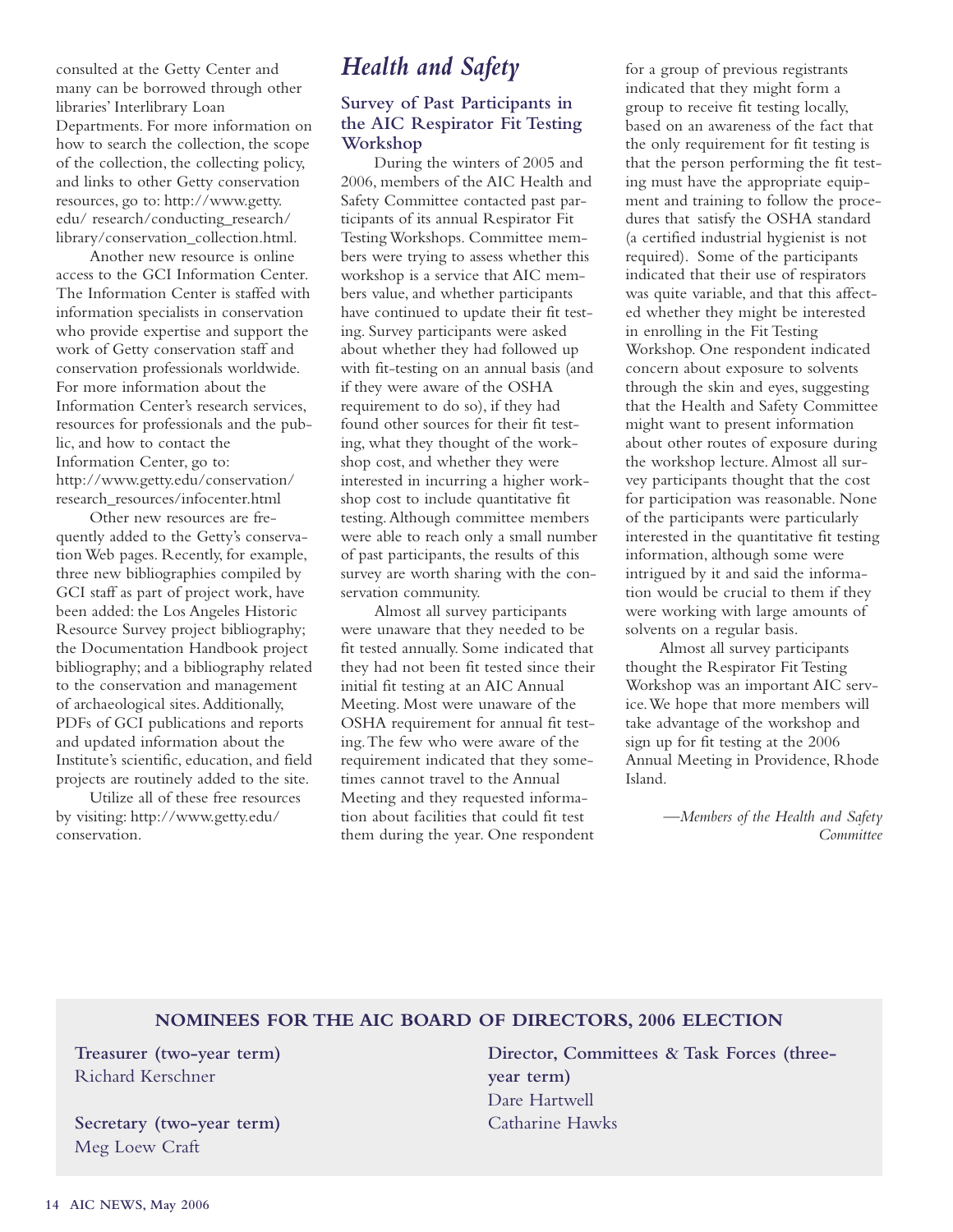consulted at the Getty Center and many can be borrowed through other libraries' Interlibrary Loan Departments. For more information on how to search the collection, the scope of the collection, the collecting policy, and links to other Getty conservation resources, go to: http://www.getty.edu/ research/conducting_research/ library/conservation_collection.html.

Another new resource is online access to the GCI Information Center. The Information Center is staffed with information specialists in conservation who provide expertise and support the work of Getty conservation staff and conservation professionals worldwide. For more information about the Information Center's research services, resources for professionals and the public, and how to contact the Information Center, go to: http://www.getty.edu/conservation/ research_resources/infocenter.html

Other new resources are frequently added to the Getty's conservation Web pages. Recently, for example, three new bibliographies compiled by GCI staff as part of project work, have been added: the Los Angeles Historic Resource Survey project bibliography; the Documentation Handbook project bibliography; and a bibliography related to the conservation and management of archaeological sites. Additionally, PDFs of GCI publications and reports and updated information about the Institute's scientific, education, and field projects are routinely added to the site.

Utilize all of these free resources by visiting: http://www.getty.edu/ conservation.

# *Health and Safety*

## Survey of Past Participants in the AIC Respirator Fit Testing Workshop

During the winters of 2005 and 2006, members of the AIC Health and Safety Committee contacted past participants of its annual Respirator Fit Testing Workshops. Committee members were trying to assess whether this workshop is a service that AIC members value, and whether participants have continued to update their fit testing. Survey participants were asked about whether they had followed up with fit-testing on an annual basis (and if they were aware of the OSHA requirement to do so), if they had found other sources for their fit testing, what they thought of the workshop cost, and whether they were interested in incurring a higher workshop cost to include quantitative fit testing. Although committee members were able to reach only a small number of past participants, the results of this survey are worth sharing with the conservation community.

Almost all survey participants were unaware that they needed to be fit tested annually. Some indicated that they had not been fit tested since their initial fit testing at an AIC Annual Meeting. Most were unaware of the OSHA requirement for annual fit testing. The few who were aware of the requirement indicated that they sometimes cannot travel to the Annual Meeting and they requested information about facilities that could fit test them during the year. One respondent for a group of previous registrants indicated that they might form a group to receive fit testing locally, based on an awareness of the fact that the only requirement for fit testing is that the person performing the fit testing must have the appropriate equipment and training to follow the procedures that satisfy the OSHA standard (a certified industrial hygienist is not required). Some of the participants indicated that their use of respirators was quite variable, and that this affected whether they might be interested in enrolling in the Fit Testing Workshop. One respondent indicated concern about exposure to solvents through the skin and eyes, suggesting that the Health and Safety Committee might want to present information about other routes of exposure during the workshop lecture. Almost all survey participants thought that the cost for participation was reasonable. None of the participants were particularly interested in the quantitative fit testing information, although some were intrigued by it and said the information would be crucial to them if they were working with large amounts of solvents on a regular basis.

Almost all survey participants thought the Respirator Fit Testing Workshop was an important AIC service. We hope that more members will take advantage of the workshop and sign up for fit testing at the 2006 Annual Meeting in Providence, Rhode Island.

*—Members of the Health and Safety Committee*

---

**NOMINEES FOR THE AIC BOARD OF DIRECTORS, 2006 ELECTION**

**Treasurer (two-year term)**
Richard Kerschner

**Secretary (two-year term)**
Meg Loew Craft

**Director, Committees & Task Forces (three-year term)**
Dare Hartwell
Catharine Hawks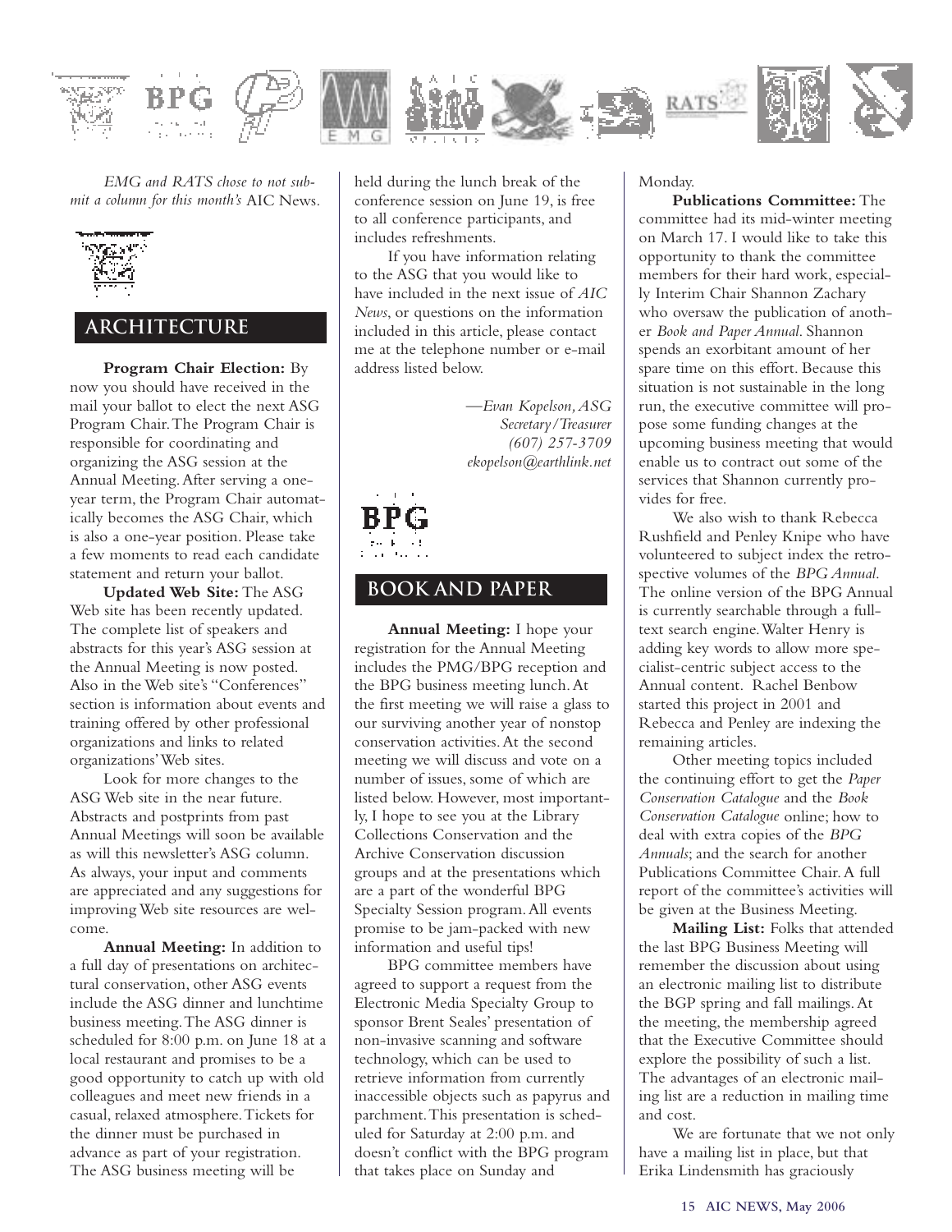*EMG and RATS chose to not submit a column for this month's* AIC News.

## ARCHITECTURE

**Program Chair Election:** By now you should have received in the mail your ballot to elect the next ASG Program Chair. The Program Chair is responsible for coordinating and organizing the ASG session at the Annual Meeting. After serving a one-year term, the Program Chair automatically becomes the ASG Chair, which is also a one-year position. Please take a few moments to read each candidate statement and return your ballot.

**Updated Web Site:** The ASG Web site has been recently updated. The complete list of speakers and abstracts for this year's ASG session at the Annual Meeting is now posted. Also in the Web site's "Conferences" section is information about events and training offered by other professional organizations and links to related organizations' Web sites.

Look for more changes to the ASG Web site in the near future. Abstracts and postprints from past Annual Meetings will soon be available as will this newsletter's ASG column. As always, your input and comments are appreciated and any suggestions for improving Web site resources are welcome.

**Annual Meeting:** In addition to a full day of presentations on architectural conservation, other ASG events include the ASG dinner and lunchtime business meeting. The ASG dinner is scheduled for 8:00 p.m. on June 18 at a local restaurant and promises to be a good opportunity to catch up with old colleagues and meet new friends in a casual, relaxed atmosphere. Tickets for the dinner must be purchased in advance as part of your registration. The ASG business meeting will be held during the lunch break of the conference session on June 19, is free to all conference participants, and includes refreshments.

If you have information relating to the ASG that you would like to have included in the next issue of *AIC News*, or questions on the information included in this article, please contact me at the telephone number or e-mail address listed below.

*—Evan Kopelson, ASG Secretary/Treasurer (607) 257-3709 ekopelson@earthlink.net*

## BOOK AND PAPER

**Annual Meeting:** I hope your registration for the Annual Meeting includes the PMG/BPG reception and the BPG business meeting lunch. At the first meeting we will raise a glass to our surviving another year of nonstop conservation activities. At the second meeting we will discuss and vote on a number of issues, some of which are listed below. However, most importantly, I hope to see you at the Library Collections Conservation and the Archive Conservation discussion groups and at the presentations which are a part of the wonderful BPG Specialty Session program. All events promise to be jam-packed with new information and useful tips!

BPG committee members have agreed to support a request from the Electronic Media Specialty Group to sponsor Brent Seales' presentation of non-invasive scanning and software technology, which can be used to retrieve information from currently inaccessible objects such as papyrus and parchment. This presentation is scheduled for Saturday at 2:00 p.m. and doesn't conflict with the BPG program that takes place on Sunday and Monday.

**Publications Committee:** The committee had its mid-winter meeting on March 17. I would like to take this opportunity to thank the committee members for their hard work, especially Interim Chair Shannon Zachary who oversaw the publication of another *Book and Paper Annual*. Shannon spends an exorbitant amount of her spare time on this effort. Because this situation is not sustainable in the long run, the executive committee will propose some funding changes at the upcoming business meeting that would enable us to contract out some of the services that Shannon currently provides for free.

We also wish to thank Rebecca Rushfield and Penley Knipe who have volunteered to subject index the retrospective volumes of the *BPG Annual*. The online version of the BPG Annual is currently searchable through a full-text search engine. Walter Henry is adding key words to allow more specialist-centric subject access to the Annual content. Rachel Benbow started this project in 2001 and Rebecca and Penley are indexing the remaining articles.

Other meeting topics included the continuing effort to get the *Paper Conservation Catalogue* and the *Book Conservation Catalogue* online; how to deal with extra copies of the *BPG Annuals*; and the search for another Publications Committee Chair. A full report of the committee's activities will be given at the Business Meeting.

**Mailing List:** Folks that attended the last BPG Business Meeting will remember the discussion about using an electronic mailing list to distribute the BGP spring and fall mailings. At the meeting, the membership agreed that the Executive Committee should explore the possibility of such a list. The advantages of an electronic mailing list are a reduction in mailing time and cost.

We are fortunate that we not only have a mailing list in place, but that Erika Lindensmith has graciously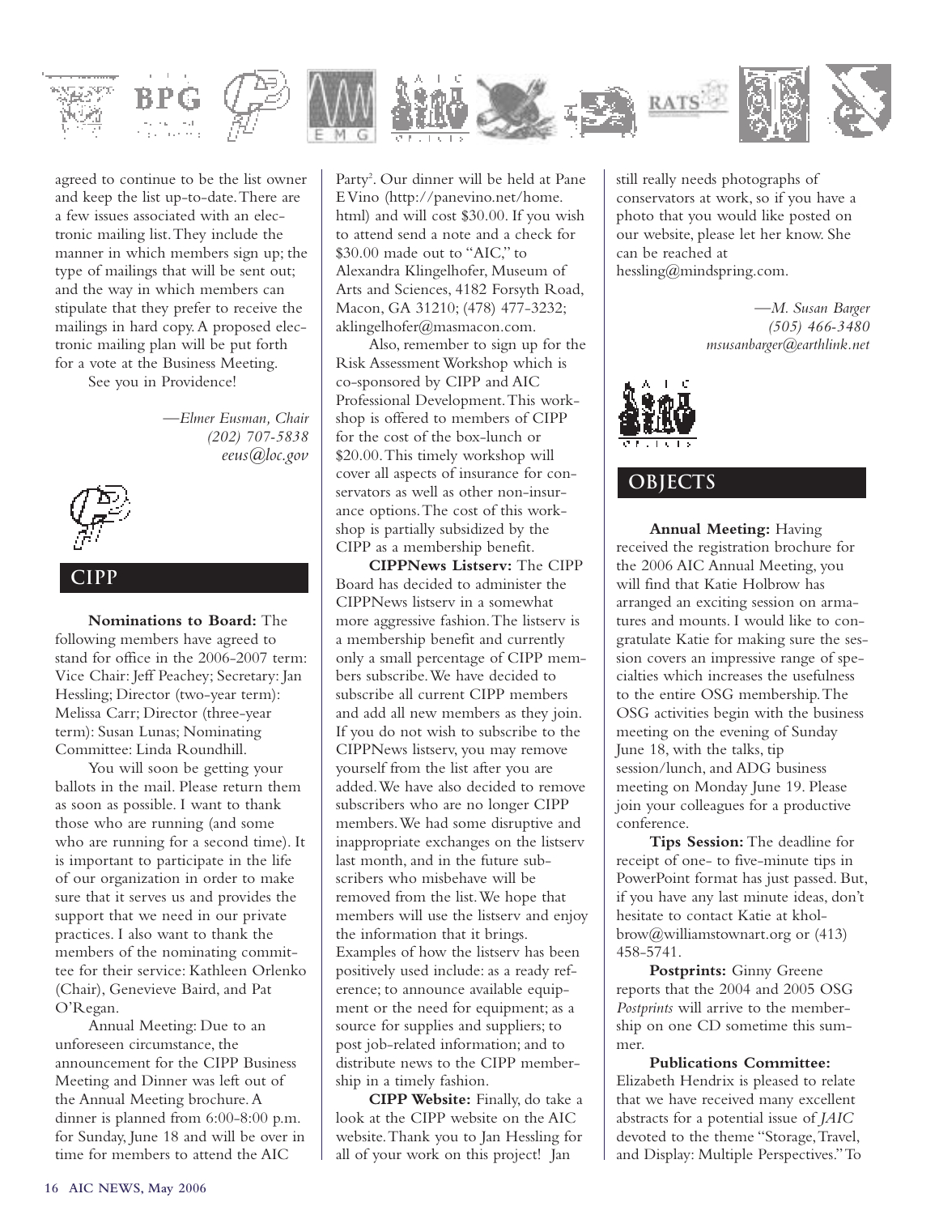agreed to continue to be the list owner and keep the list up-to-date. There are a few issues associated with an electronic mailing list. They include the manner in which members sign up; the type of mailings that will be sent out; and the way in which members can stipulate that they prefer to receive the mailings in hard copy. A proposed electronic mailing plan will be put forth for a vote at the Business Meeting.

See you in Providence!

*—Elmer Eusman, Chair*
*(202) 707-5838*
*eeus@loc.gov*

## CIPP

**Nominations to Board:** The following members have agreed to stand for office in the 2006-2007 term: Vice Chair: Jeff Peachey; Secretary: Jan Hessling; Director (two-year term): Melissa Carr; Director (three-year term): Susan Lunas; Nominating Committee: Linda Roundhill.

You will soon be getting your ballots in the mail. Please return them as soon as possible. I want to thank those who are running (and some who are running for a second time). It is important to participate in the life of our organization in order to make sure that it serves us and provides the support that we need in our private practices. I also want to thank the members of the nominating committee for their service: Kathleen Orlenko (Chair), Genevieve Baird, and Pat O'Regan.

Annual Meeting: Due to an unforeseen circumstance, the announcement for the CIPP Business Meeting and Dinner was left out of the Annual Meeting brochure. A dinner is planned from 6:00-8:00 p.m. for Sunday, June 18 and will be over in time for members to attend the AIC Party[2]. Our dinner will be held at Pane E Vino (http://panevino.net/home.html) and will cost $30.00. If you wish to attend send a note and a check for $30.00 made out to "AIC," to Alexandra Klingelhofer, Museum of Arts and Sciences, 4182 Forsyth Road, Macon, GA 31210; (478) 477-3232; aklingelhofer@masmacon.com.

Also, remember to sign up for the Risk Assessment Workshop which is co-sponsored by CIPP and AIC Professional Development. This workshop is offered to members of CIPP for the cost of the box-lunch or $20.00. This timely workshop will cover all aspects of insurance for conservators as well as other non-insurance options. The cost of this workshop is partially subsidized by the CIPP as a membership benefit.

**CIPPNews Listserv:** The CIPP Board has decided to administer the CIPPNews listserv in a somewhat more aggressive fashion. The listserv is a membership benefit and currently only a small percentage of CIPP members subscribe. We have decided to subscribe all current CIPP members and add all new members as they join. If you do not wish to subscribe to the CIPPNews listserv, you may remove yourself from the list after you are added. We have also decided to remove subscribers who are no longer CIPP members. We had some disruptive and inappropriate exchanges on the listserv last month, and in the future subscribers who misbehave will be removed from the list. We hope that members will use the listserv and enjoy the information that it brings. Examples of how the listserv has been positively used include: as a ready reference; to announce available equipment or the need for equipment; as a source for supplies and suppliers; to post job-related information; and to distribute news to the CIPP membership in a timely fashion.

**CIPP Website:** Finally, do take a look at the CIPP website on the AIC website. Thank you to Jan Hessling for all of your work on this project! Jan still really needs photographs of conservators at work, so if you have a photo that you would like posted on our website, please let her know. She can be reached at hessling@mindspring.com.

*—M. Susan Barger*
*(505) 466-3480*
*msusanbarger@earthlink.net*

## OBJECTS

**Annual Meeting:** Having received the registration brochure for the 2006 AIC Annual Meeting, you will find that Katie Holbrow has arranged an exciting session on armatures and mounts. I would like to congratulate Katie for making sure the session covers an impressive range of specialties which increases the usefulness to the entire OSG membership. The OSG activities begin with the business meeting on the evening of Sunday June 18, with the talks, tip session/lunch, and ADG business meeting on Monday June 19. Please join your colleagues for a productive conference.

**Tips Session:** The deadline for receipt of one- to five-minute tips in PowerPoint format has just passed. But, if you have any last minute ideas, don't hesitate to contact Katie at kholbrow@williamstownart.org or (413) 458-5741.

**Postprints:** Ginny Greene reports that the 2004 and 2005 OSG *Postprints* will arrive to the membership on one CD sometime this summer.

**Publications Committee:** Elizabeth Hendrix is pleased to relate that we have received many excellent abstracts for a potential issue of *JAIC* devoted to the theme "Storage, Travel, and Display: Multiple Perspectives." To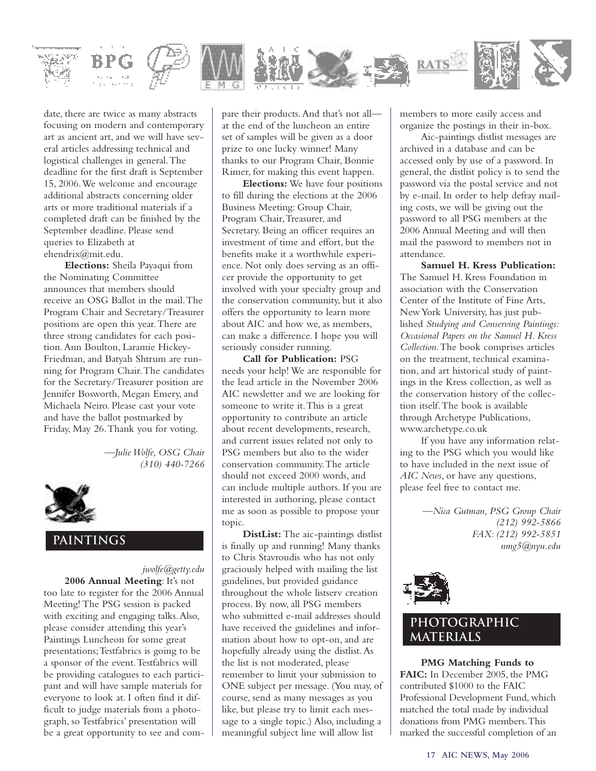date, there are twice as many abstracts focusing on modern and contemporary art as ancient art, and we will have several articles addressing technical and logistical challenges in general. The deadline for the first draft is September 15, 2006. We welcome and encourage additional abstracts concerning older arts or more traditional materials if a completed draft can be finished by the September deadline. Please send queries to Elizabeth at ehendrix@mit.edu.

**Elections:** Sheila Payaqui from the Nominating Committee announces that members should receive an OSG Ballot in the mail. The Program Chair and Secretary/Treasurer positions are open this year. There are three strong candidates for each position. Ann Boulton, Laramie Hickey-Friedman, and Batyah Shtrum are running for Program Chair. The candidates for the Secretary/Treasurer position are Jennifer Bosworth, Megan Emery, and Michaela Neiro. Please cast your vote and have the ballot postmarked by Friday, May 26. Thank you for voting.

*—Julie Wolfe, OSG Chair*
*(310) 440-7266*
*jwolfe@getty.edu*

## PAINTINGS

**2006 Annual Meeting**: It's not too late to register for the 2006 Annual Meeting! The PSG session is packed with exciting and engaging talks. Also, please consider attending this year's Paintings Luncheon for some great presentations; Testfabrics is going to be a sponsor of the event. Testfabrics will be providing catalogues to each participant and will have sample materials for everyone to look at. I often find it difficult to judge materials from a photograph, so Testfabrics' presentation will be a great opportunity to see and compare their products. And that's not all—at the end of the luncheon an entire set of samples will be given as a door prize to one lucky winner! Many thanks to our Program Chair, Bonnie Rimer, for making this event happen.

**Elections:** We have four positions to fill during the elections at the 2006 Business Meeting: Group Chair, Program Chair, Treasurer, and Secretary. Being an officer requires an investment of time and effort, but the benefits make it a worthwhile experience. Not only does serving as an officer provide the opportunity to get involved with your specialty group and the conservation community, but it also offers the opportunity to learn more about AIC and how we, as members, can make a difference. I hope you will seriously consider running.

**Call for Publication:** PSG needs your help! We are responsible for the lead article in the November 2006 AIC newsletter and we are looking for someone to write it. This is a great opportunity to contribute an article about recent developments, research, and current issues related not only to PSG members but also to the wider conservation community. The article should not exceed 2000 words, and can include multiple authors. If you are interested in authoring, please contact me as soon as possible to propose your topic.

**DistList:** The aic-paintings distlist is finally up and running! Many thanks to Chris Stavroudis who has not only graciously helped with mailing the list guidelines, but provided guidance throughout the whole listserv creation process. By now, all PSG members who submitted e-mail addresses should have received the guidelines and information about how to opt-on, and are hopefully already using the distlist. As the list is not moderated, please remember to limit your submission to ONE subject per message. (You may, of course, send as many messages as you like, but please try to limit each message to a single topic.) Also, including a meaningful subject line will allow list members to more easily access and organize the postings in their in-box.

Aic-paintings distlist messages are archived in a database and can be accessed only by use of a password. In general, the distlist policy is to send the password via the postal service and not by e-mail. In order to help defray mailing costs, we will be giving out the password to all PSG members at the 2006 Annual Meeting and will then mail the password to members not in attendance.

**Samuel H. Kress Publication:** The Samuel H. Kress Foundation in association with the Conservation Center of the Institute of Fine Arts, New York University, has just published *Studying and Conserving Paintings: Occasional Papers on the Samuel H. Kress Collection*. The book comprises articles on the treatment, technical examination, and art historical study of paintings in the Kress collection, as well as the conservation history of the collection itself. The book is available through Archetype Publications, www.archetype.co.uk

If you have any information relating to the PSG which you would like to have included in the next issue of *AIC News*, or have any questions, please feel free to contact me.

*—Nica Gutman, PSG Group Chair*
*(212) 992-5866*
*FAX: (212) 992-5851*
*nmg5@nyu.edu*

## PHOTOGRAPHIC MATERIALS

**PMG Matching Funds to FAIC:** In December 2005, the PMG contributed $1000 to the FAIC Professional Development Fund, which matched the total made by individual donations from PMG members. This marked the successful completion of an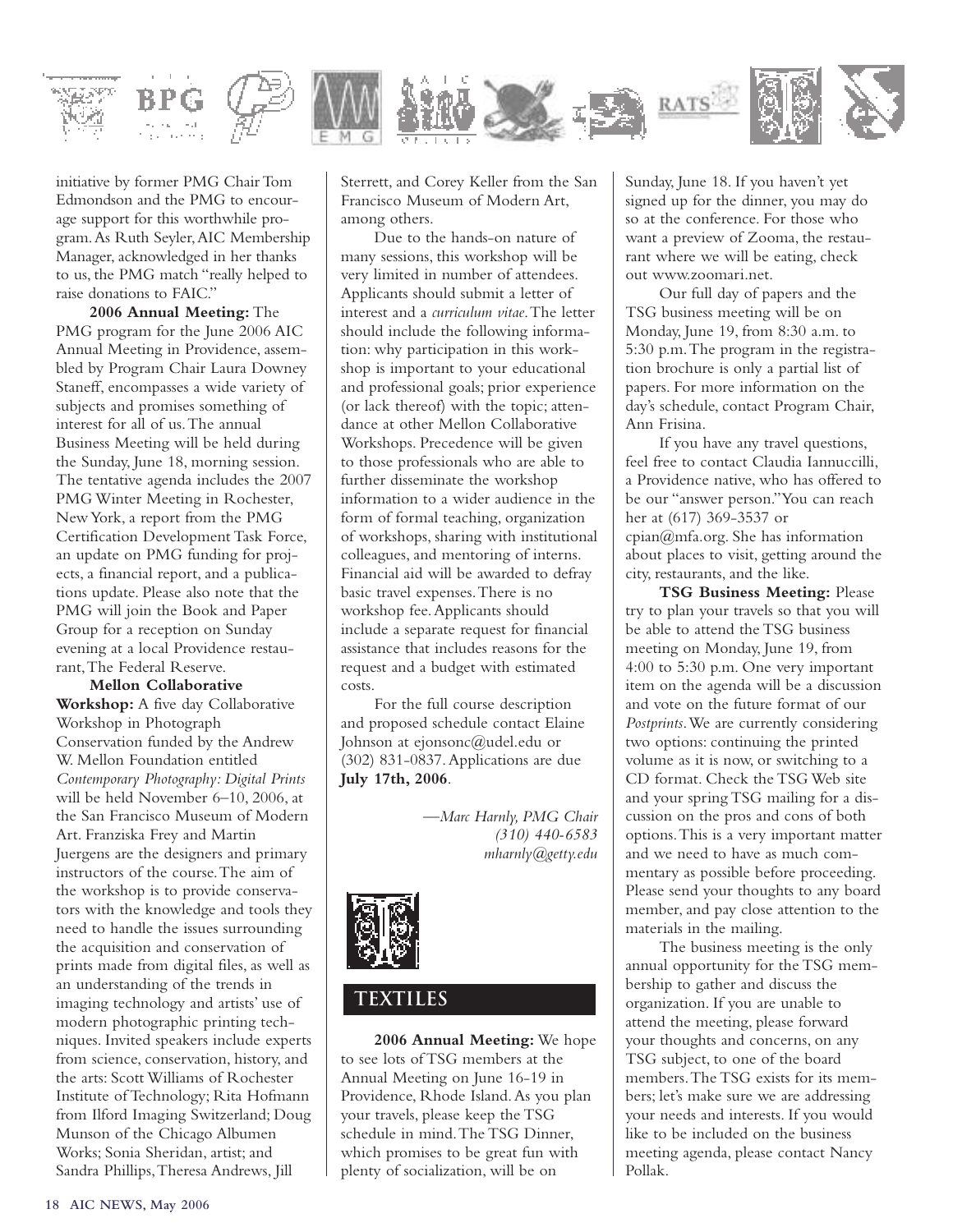initiative by former PMG Chair Tom Edmondson and the PMG to encourage support for this worthwhile program. As Ruth Seyler, AIC Membership Manager, acknowledged in her thanks to us, the PMG match "really helped to raise donations to FAIC."

**2006 Annual Meeting:** The PMG program for the June 2006 AIC Annual Meeting in Providence, assembled by Program Chair Laura Downey Staneff, encompasses a wide variety of subjects and promises something of interest for all of us. The annual Business Meeting will be held during the Sunday, June 18, morning session. The tentative agenda includes the 2007 PMG Winter Meeting in Rochester, New York, a report from the PMG Certification Development Task Force, an update on PMG funding for projects, a financial report, and a publications update. Please also note that the PMG will join the Book and Paper Group for a reception on Sunday evening at a local Providence restaurant, The Federal Reserve.

**Mellon Collaborative Workshop:** A five day Collaborative Workshop in Photograph Conservation funded by the Andrew W. Mellon Foundation entitled *Contemporary Photography: Digital Prints* will be held November 6–10, 2006, at the San Francisco Museum of Modern Art. Franziska Frey and Martin Juergens are the designers and primary instructors of the course. The aim of the workshop is to provide conservators with the knowledge and tools they need to handle the issues surrounding the acquisition and conservation of prints made from digital files, as well as an understanding of the trends in imaging technology and artists' use of modern photographic printing techniques. Invited speakers include experts from science, conservation, history, and the arts: Scott Williams of Rochester Institute of Technology; Rita Hofmann from Ilford Imaging Switzerland; Doug Munson of the Chicago Albumen Works; Sonia Sheridan, artist; and Sandra Phillips, Theresa Andrews, Jill Sterrett, and Corey Keller from the San Francisco Museum of Modern Art, among others.

Due to the hands-on nature of many sessions, this workshop will be very limited in number of attendees. Applicants should submit a letter of interest and a *curriculum vitae*. The letter should include the following information: why participation in this workshop is important to your educational and professional goals; prior experience (or lack thereof) with the topic; attendance at other Mellon Collaborative Workshops. Precedence will be given to those professionals who are able to further disseminate the workshop information to a wider audience in the form of formal teaching, organization of workshops, sharing with institutional colleagues, and mentoring of interns. Financial aid will be awarded to defray basic travel expenses. There is no workshop fee. Applicants should include a separate request for financial assistance that includes reasons for the request and a budget with estimated costs.

For the full course description and proposed schedule contact Elaine Johnson at ejonsonc@udel.edu or (302) 831-0837. Applications are due **July 17th, 2006**.

—*Marc Harnly, PMG Chair*
*(310) 440-6583*
*mharnly@getty.edu*

## TEXTILES

**2006 Annual Meeting:** We hope to see lots of TSG members at the Annual Meeting on June 16-19 in Providence, Rhode Island. As you plan your travels, please keep the TSG schedule in mind. The TSG Dinner, which promises to be great fun with plenty of socialization, will be on Sunday, June 18. If you haven't yet signed up for the dinner, you may do so at the conference. For those who want a preview of Zooma, the restaurant where we will be eating, check out www.zoomari.net.

Our full day of papers and the TSG business meeting will be on Monday, June 19, from 8:30 a.m. to 5:30 p.m. The program in the registration brochure is only a partial list of papers. For more information on the day's schedule, contact Program Chair, Ann Frisina.

If you have any travel questions, feel free to contact Claudia Iannuccilli, a Providence native, who has offered to be our "answer person." You can reach her at (617) 369-3537 or cpian@mfa.org. She has information about places to visit, getting around the city, restaurants, and the like.

**TSG Business Meeting:** Please try to plan your travels so that you will be able to attend the TSG business meeting on Monday, June 19, from 4:00 to 5:30 p.m. One very important item on the agenda will be a discussion and vote on the future format of our *Postprints*. We are currently considering two options: continuing the printed volume as it is now, or switching to a CD format. Check the TSG Web site and your spring TSG mailing for a discussion on the pros and cons of both options. This is a very important matter and we need to have as much commentary as possible before proceeding. Please send your thoughts to any board member, and pay close attention to the materials in the mailing.

The business meeting is the only annual opportunity for the TSG membership to gather and discuss the organization. If you are unable to attend the meeting, please forward your thoughts and concerns, on any TSG subject, to one of the board members. The TSG exists for its members; let's make sure we are addressing your needs and interests. If you would like to be included on the business meeting agenda, please contact Nancy Pollak.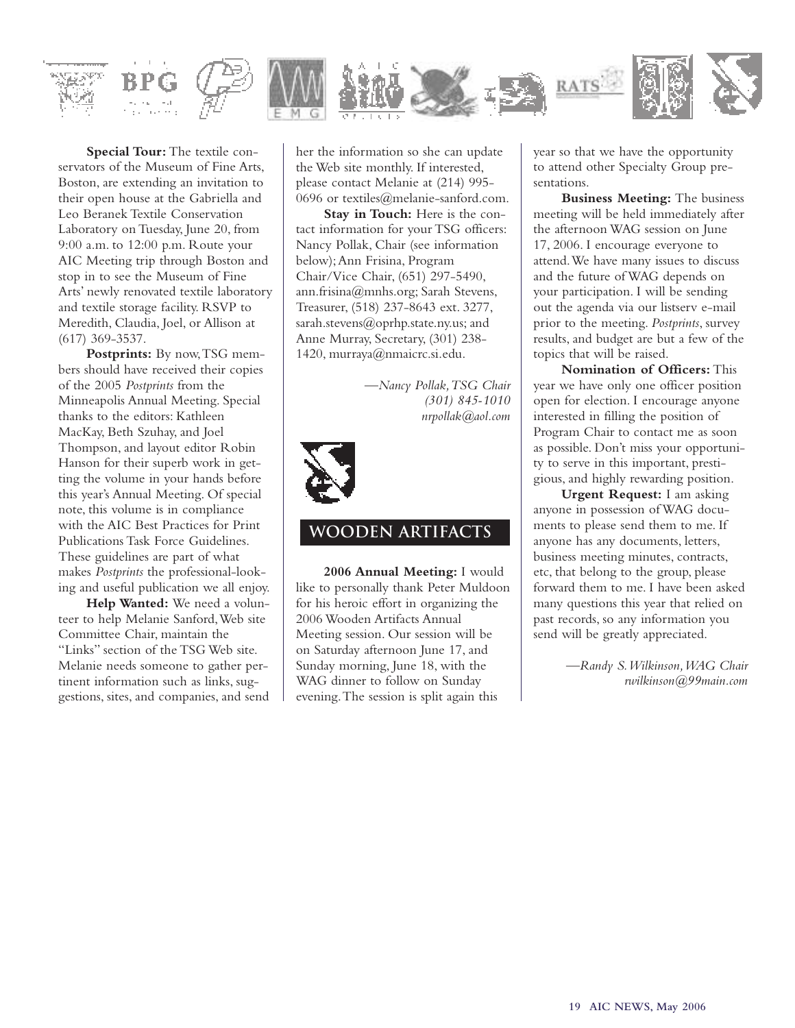**Special Tour:** The textile conservators of the Museum of Fine Arts, Boston, are extending an invitation to their open house at the Gabriella and Leo Beranek Textile Conservation Laboratory on Tuesday, June 20, from 9:00 a.m. to 12:00 p.m. Route your AIC Meeting trip through Boston and stop in to see the Museum of Fine Arts' newly renovated textile laboratory and textile storage facility. RSVP to Meredith, Claudia, Joel, or Allison at (617) 369-3537.

**Postprints:** By now, TSG members should have received their copies of the 2005 *Postprints* from the Minneapolis Annual Meeting. Special thanks to the editors: Kathleen MacKay, Beth Szuhay, and Joel Thompson, and layout editor Robin Hanson for their superb work in getting the volume in your hands before this year's Annual Meeting. Of special note, this volume is in compliance with the AIC Best Practices for Print Publications Task Force Guidelines. These guidelines are part of what makes *Postprints* the professional-looking and useful publication we all enjoy.

**Help Wanted:** We need a volunteer to help Melanie Sanford, Web site Committee Chair, maintain the "Links" section of the TSG Web site. Melanie needs someone to gather pertinent information such as links, suggestions, sites, and companies, and send her the information so she can update the Web site monthly. If interested, please contact Melanie at (214) 995-0696 or textiles@melanie-sanford.com.

**Stay in Touch:** Here is the contact information for your TSG officers: Nancy Pollak, Chair (see information below); Ann Frisina, Program Chair/Vice Chair, (651) 297-5490, ann.frisina@mnhs.org; Sarah Stevens, Treasurer, (518) 237-8643 ext. 3277, sarah.stevens@oprhp.state.ny.us; and Anne Murray, Secretary, (301) 238-1420, murraya@nmaicrc.si.edu.

*—Nancy Pollak, TSG Chair*
*(301) 845-1010*
*nrpollak@aol.com*

## WOODEN ARTIFACTS

**2006 Annual Meeting:** I would like to personally thank Peter Muldoon for his heroic effort in organizing the 2006 Wooden Artifacts Annual Meeting session. Our session will be on Saturday afternoon June 17, and Sunday morning, June 18, with the WAG dinner to follow on Sunday evening. The session is split again this year so that we have the opportunity to attend other Specialty Group presentations.

**Business Meeting:** The business meeting will be held immediately after the afternoon WAG session on June 17, 2006. I encourage everyone to attend. We have many issues to discuss and the future of WAG depends on your participation. I will be sending out the agenda via our listserv e-mail prior to the meeting. *Postprints*, survey results, and budget are but a few of the topics that will be raised.

**Nomination of Officers:** This year we have only one officer position open for election. I encourage anyone interested in filling the position of Program Chair to contact me as soon as possible. Don't miss your opportunity to serve in this important, prestigious, and highly rewarding position.

**Urgent Request:** I am asking anyone in possession of WAG documents to please send them to me. If anyone has any documents, letters, business meeting minutes, contracts, etc, that belong to the group, please forward them to me. I have been asked many questions this year that relied on past records, so any information you send will be greatly appreciated.

*—Randy S. Wilkinson, WAG Chair*
*rwilkinson@99main.com*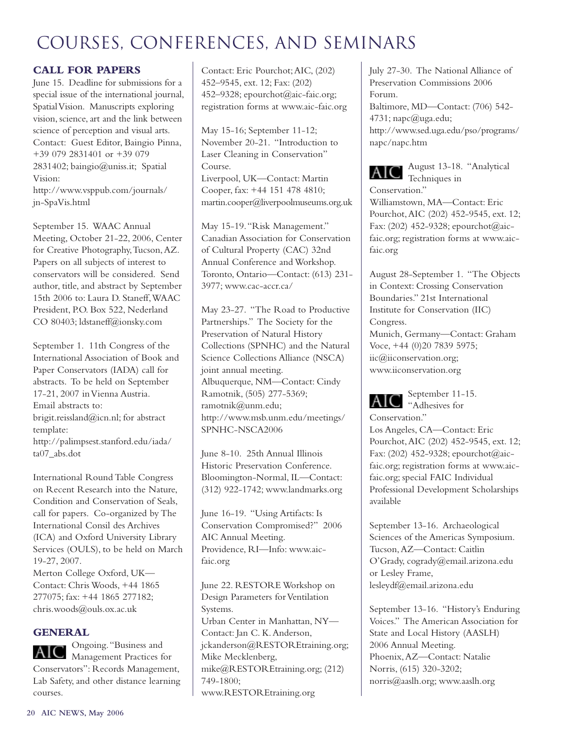# COURSES, CONFERENCES, AND SEMINARS

## CALL FOR PAPERS

June 15. Deadline for submissions for a special issue of the international journal, Spatial Vision. Manuscripts exploring vision, science, art and the link between science of perception and visual arts. Contact: Guest Editor, Baingio Pinna, +39 079 2831401 or +39 079 2831402; baingio@uniss.it; Spatial Vision: http://www.vsppub.com/journals/jn-SpaVis.html

September 15. WAAC Annual Meeting, October 21-22, 2006, Center for Creative Photography, Tucson, AZ. Papers on all subjects of interest to conservators will be considered. Send author, title, and abstract by September 15th 2006 to: Laura D. Staneff, WAAC President, P.O. Box 522, Nederland CO 80403; ldstaneff@ionsky.com

September 1. 11th Congress of the International Association of Book and Paper Conservators (IADA) call for abstracts. To be held on September 17-21, 2007 in Vienna Austria. Email abstracts to: brigit.reissland@icn.nl; for abstract template: http://palimpsest.stanford.edu/iada/ta07_abs.dot

International Round Table Congress on Recent Research into the Nature, Condition and Conservation of Seals, call for papers. Co-organized by The International Consil des Archives (ICA) and Oxford University Library Services (OULS), to be held on March 19-27, 2007.
Merton College Oxford, UK—Contact: Chris Woods, +44 1865 277075; fax: +44 1865 277182; chris.woods@ouls.ox.ac.uk

## GENERAL

AIC Ongoing. "Business and Management Practices for Conservators": Records Management, Lab Safety, and other distance learning courses.
Contact: Eric Pourchot; AIC, (202) 452–9545, ext. 12; Fax: (202) 452–9328; epourchot@aic-faic.org; registration forms at www.aic-faic.org

May 15-16; September 11-12; November 20-21. "Introduction to Laser Cleaning in Conservation" Course.
Liverpool, UK—Contact: Martin Cooper, fax: +44 151 478 4810; martin.cooper@liverpoolmuseums.org.uk

May 15-19. "Risk Management." Canadian Association for Conservation of Cultural Property (CAC) 32nd Annual Conference and Workshop. Toronto, Ontario—Contact: (613) 231-3977; www.cac-accr.ca/

May 23-27. "The Road to Productive Partnerships." The Society for the Preservation of Natural History Collections (SPNHC) and the Natural Science Collections Alliance (NSCA) joint annual meeting.
Albuquerque, NM—Contact: Cindy Ramotnik, (505) 277-5369; ramotnik@unm.edu; http://www.msb.unm.edu/meetings/SPNHC-NSCA2006

June 8-10. 25th Annual Illinois Historic Preservation Conference. Bloomington-Normal, IL—Contact: (312) 922-1742; www.landmarks.org

June 16-19. "Using Artifacts: Is Conservation Compromised?" 2006 AIC Annual Meeting.
Providence, RI—Info: www.aic-faic.org

June 22. RESTORE Workshop on Design Parameters for Ventilation Systems.
Urban Center in Manhattan, NY—Contact: Jan C. K. Anderson, jckanderson@RESTOREtraining.org; Mike Mecklenberg, mike@RESTOREtraining.org; (212) 749-1800; www.RESTOREtraining.org

July 27-30. The National Alliance of Preservation Commissions 2006 Forum.
Baltimore, MD—Contact: (706) 542-4731; napc@uga.edu; http://www.sed.uga.edu/pso/programs/napc/napc.htm

AIC August 13-18. "Analytical Techniques in Conservation."
Williamstown, MA—Contact: Eric Pourchot, AIC (202) 452-9545, ext. 12; Fax: (202) 452-9328; epourchot@aic-faic.org; registration forms at www.aic-faic.org

August 28-September 1. "The Objects in Context: Crossing Conservation Boundaries." 21st International Institute for Conservation (IIC) Congress.
Munich, Germany—Contact: Graham Voce, +44 (0)20 7839 5975; iic@iiconservation.org; www.iiconservation.org

AIC September 11-15. "Adhesives for Conservation."
Los Angeles, CA—Contact: Eric Pourchot, AIC (202) 452-9545, ext. 12; Fax: (202) 452-9328; epourchot@aic-faic.org; registration forms at www.aic-faic.org; special FAIC Individual Professional Development Scholarships available

September 13-16. Archaeological Sciences of the Americas Symposium. Tucson, AZ—Contact: Caitlin O'Grady, cogrady@email.arizona.edu or Lesley Frame, lesleydf@email.arizona.edu

September 13-16. "History's Enduring Voices." The American Association for State and Local History (AASLH) 2006 Annual Meeting.
Phoenix, AZ—Contact: Natalie Norris, (615) 320-3202; norris@aaslh.org; www.aaslh.org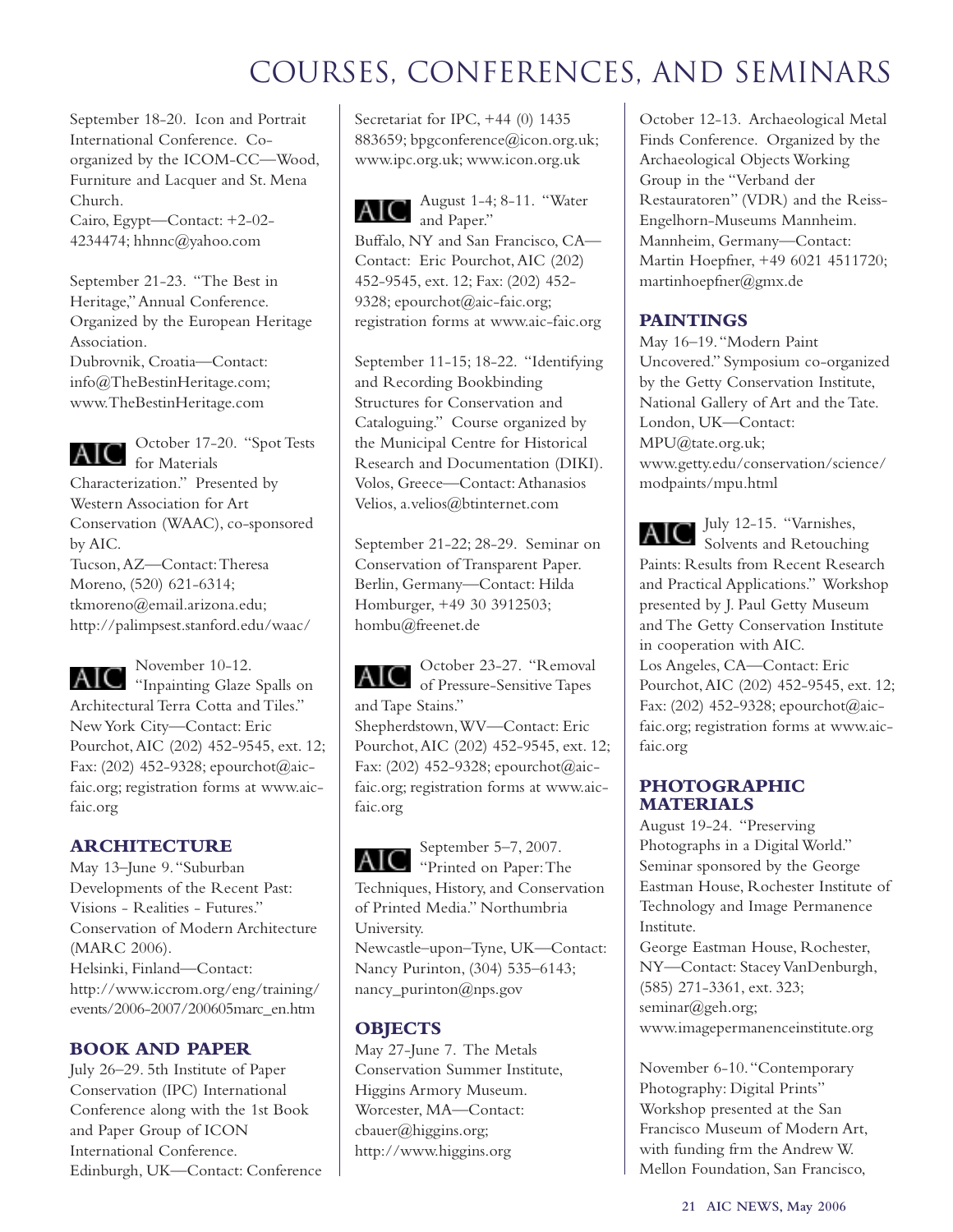# COURSES, CONFERENCES, AND SEMINARS

September 18-20. Icon and Portrait International Conference. Co-organized by the ICOM-CC—Wood, Furniture and Lacquer and St. Mena Church.
Cairo, Egypt—Contact: +2-02-4234474; hhnnc@yahoo.com

September 21-23. "The Best in Heritage," Annual Conference. Organized by the European Heritage Association.
Dubrovnik, Croatia—Contact: info@TheBestinHeritage.com; www.TheBestinHeritage.com

AIC October 17-20. "Spot Tests for Materials Characterization." Presented by Western Association for Art Conservation (WAAC), co-sponsored by AIC.
Tucson, AZ—Contact: Theresa Moreno, (520) 621-6314; tkmoreno@email.arizona.edu; http://palimpsest.stanford.edu/waac/

AIC November 10-12. "Inpainting Glaze Spalls on Architectural Terra Cotta and Tiles."
New York City—Contact: Eric Pourchot, AIC (202) 452-9545, ext. 12; Fax: (202) 452-9328; epourchot@aic-faic.org; registration forms at www.aic-faic.org

## ARCHITECTURE

May 13–June 9. "Suburban Developments of the Recent Past: Visions - Realities - Futures." Conservation of Modern Architecture (MARC 2006).
Helsinki, Finland—Contact: http://www.iccrom.org/eng/training/events/2006-2007/200605marc_en.htm

## BOOK AND PAPER

July 26–29. 5th Institute of Paper Conservation (IPC) International Conference along with the 1st Book and Paper Group of ICON International Conference.
Edinburgh, UK—Contact: Conference Secretariat for IPC, +44 (0) 1435 883659; bpgconference@icon.org.uk; www.ipc.org.uk; www.icon.org.uk

AIC August 1-4; 8-11. "Water and Paper."
Buffalo, NY and San Francisco, CA—Contact: Eric Pourchot, AIC (202) 452-9545, ext. 12; Fax: (202) 452-9328; epourchot@aic-faic.org; registration forms at www.aic-faic.org

September 11-15; 18-22. "Identifying and Recording Bookbinding Structures for Conservation and Cataloguing." Course organized by the Municipal Centre for Historical Research and Documentation (DIKI).
Volos, Greece—Contact: Athanasios Velios, a.velios@btinternet.com

September 21-22; 28-29. Seminar on Conservation of Transparent Paper.
Berlin, Germany—Contact: Hilda Homburger, +49 30 3912503; hombu@freenet.de

AIC October 23-27. "Removal of Pressure-Sensitive Tapes and Tape Stains."
Shepherdstown, WV—Contact: Eric Pourchot, AIC (202) 452-9545, ext. 12; Fax: (202) 452-9328; epourchot@aic-faic.org; registration forms at www.aic-faic.org

AIC September 5–7, 2007. "Printed on Paper: The Techniques, History, and Conservation of Printed Media." Northumbria University.
Newcastle–upon–Tyne, UK—Contact: Nancy Purinton, (304) 535–6143; nancy_purinton@nps.gov

## OBJECTS

May 27-June 7. The Metals Conservation Summer Institute, Higgins Armory Museum.
Worcester, MA—Contact: cbauer@higgins.org; http://www.higgins.org

October 12-13. Archaeological Metal Finds Conference. Organized by the Archaeological Objects Working Group in the "Verband der Restauratoren" (VDR) and the Reiss-Engelhorn-Museums Mannheim.
Mannheim, Germany—Contact: Martin Hoepfner, +49 6021 4511720; martinhoepfner@gmx.de

## PAINTINGS

May 16–19. "Modern Paint Uncovered." Symposium co-organized by the Getty Conservation Institute, National Gallery of Art and the Tate.
London, UK—Contact: MPU@tate.org.uk; www.getty.edu/conservation/science/modpaints/mpu.html

AIC July 12-15. "Varnishes, Solvents and Retouching Paints: Results from Recent Research and Practical Applications." Workshop presented by J. Paul Getty Museum and The Getty Conservation Institute in cooperation with AIC.
Los Angeles, CA—Contact: Eric Pourchot, AIC (202) 452-9545, ext. 12; Fax: (202) 452-9328; epourchot@aic-faic.org; registration forms at www.aic-faic.org

## PHOTOGRAPHIC MATERIALS

August 19-24. "Preserving Photographs in a Digital World." Seminar sponsored by the George Eastman House, Rochester Institute of Technology and Image Permanence Institute.
George Eastman House, Rochester, NY—Contact: Stacey VanDenburgh, (585) 271-3361, ext. 323; seminar@geh.org; www.imagepermanenceinstitute.org

November 6-10. "Contemporary Photography: Digital Prints" Workshop presented at the San Francisco Museum of Modern Art, with funding frm the Andrew W. Mellon Foundation, San Francisco,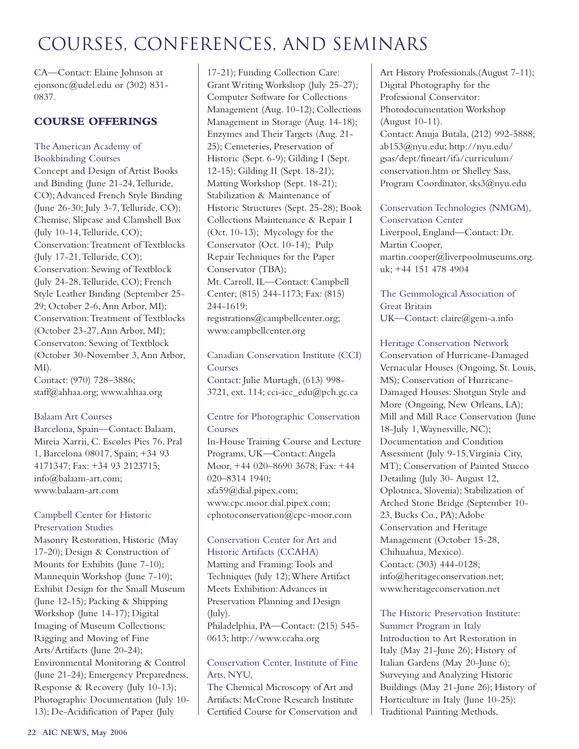# COURSES, CONFERENCES, AND SEMINARS

CA—Contact: Elaine Johnson at ejonsonc@udel.edu or (302) 831-0837.

## COURSE OFFERINGS

### The American Academy of Bookbinding Courses

Concept and Design of Artist Books and Binding (June 21-24, Telluride, CO); Advanced French Style Binding (June 26-30; July 3-7, Telluride, CO); Chemise, Slipcase and Clamshell Box (July 10-14, Telluride, CO); Conservation: Treatment of Textblocks (July 17-21, Telluride, CO); Conservation: Sewing of Textblock (July 24-28, Telluride, CO); French Style Leather Binding (September 25-29; October 2-6, Ann Arbor, MI); Conservation: Treatment of Textblocks (October 23-27, Ann Arbor, MI); Conservaton: Sewing of Textblock (October 30-November 3, Ann Arbor, MI).
Contact: (970) 728–3886; staff@ahhaa.org; www.ahhaa.org

### Balaam Art Courses

Barcelona, Spain—Contact: Balaam, Mireia Xarrii, C. Escoles Pies 76, Pral 1, Barcelona 08017, Spain; +34 93 4171347; Fax: +34 93 2123715; info@balaam-art.com; www.balaam-art.com

### Campbell Center for Historic Preservation Studies

Masonry Restoration, Historic (May 17-20); Design & Construction of Mounts for Exhibits (June 7-10); Mannequin Workshop (June 7-10); Exhibit Design for the Small Museum (June 12-15); Packing & Shipping Workshop (June 14-17); Digital Imaging of Museum Collections; Rigging and Moving of Fine Arts/Artifacts (June 20-24); Environmental Monitoring & Control (June 21-24); Emergency Preparedness, Response & Recovery (July 10-13); Photographic Documentation (July 10-13); De-Acidification of Paper (July 17-21); Funding Collection Care: Grant Writing Workshop (July 25-27); Computer Software for Collections Management (Aug. 10-12); Collections Management in Storage (Aug. 14-18); Enzymes and Their Targets (Aug. 21-25); Cemeteries, Preservation of Historic (Sept. 6-9); Gilding I (Sept. 12-15); Gilding II (Sept. 18-21); Matting Workshop (Sept. 18-21); Stabilization & Maintenance of Historic Structures (Sept. 25-28); Book Collections Maintenance & Repair I (Oct. 10-13); Mycology for the Conservator (Oct. 10-14); Pulp Repair Techniques for the Paper Conservator (TBA);
Mt. Carroll, IL—Contact: Campbell Center; (815) 244-1173; Fax: (815) 244-1619; registrations@campbellcenter.org; www.campbellcenter.org

### Canadian Conservation Institute (CCI) Courses

Contact: Julie Murtagh, (613) 998-3721, ext. 114; cci-icc_edu@pch.gc.ca

### Centre for Photographic Conservation Courses

In-House Training Course and Lecture Programs, UK—Contact: Angela Moor, +44 020–8690 3678; Fax: +44 020–8314 1940; xfa59@dial.pipex.com; www.cpc.moor.dial.pipex.com; cphotoconservation@cpc-moor.com

### Conservation Center for Art and Historic Artifacts (CCAHA)

Matting and Framing: Tools and Techniques (July 12); Where Artifact Meets Exhibition: Advances in Preservation Planning and Design (July).
Philadelphia, PA—Contact: (215) 545-0613; http://www.ccaha.org

### Conservation Center, Institute of Fine Arts, NYU,

The Chemical Microscopy of Art and Artifacts: McCrone Research Institute Certified Course for Conservation and Art History Professionals.(August 7-11); Digital Photography for the Professional Conservator: Photodocumentation Workshop (August 10-11).
Contact: Anuja Butala, (212) 992-5888; ab153@nyu.edu; http://nyu.edu/gsas/dept/fineart/ifa/curriculum/conservation.htm or Shelley Sass, Program Coordinator, sks3@nyu.edu

### Conservation Technologies (NMGM), Conservation Center

Liverpool, England—Contact: Dr. Martin Cooper, martin.cooper@liverpoolmuseums.org.uk; +44 151 478 4904

### The Gemmological Association of Great Britain

UK—Contact: claire@gem-a.info

### Heritage Conservation Network

Conservation of Hurricane-Damaged Vernacular Houses (Ongoing, St. Louis, MS); Conservation of Hurricane-Damaged Houses: Shotgun Style and More (Ongoing, New Orleans, LA); Mill and Mill Race Conservation (June 18-July 1, Waynesville, NC); Documentation and Condition Assessment (July 9-15, Virginia City, MT); Conservation of Painted Stucco Detailing (July 30- August 12, Oplotnica, Slovenia); Stabilization of Arched Stone Bridge (September 10-23, Bucks Co., PA); Adobe Conservation and Heritage Management (October 15-28, Chihuahua, Mexico).
Contact: (303) 444-0128; info@heritageconservation.net; www.heritageconservation.net

### The Historic Preservation Institute: Summer Program in Italy

Introduction to Art Restoration in Italy (May 21-June 26); History of Italian Gardens (May 20-June 6); Surveying and Analyzing Historic Buildings (May 21-June 26); History of Horticulture in Italy (June 10-25); Traditional Painting Methods,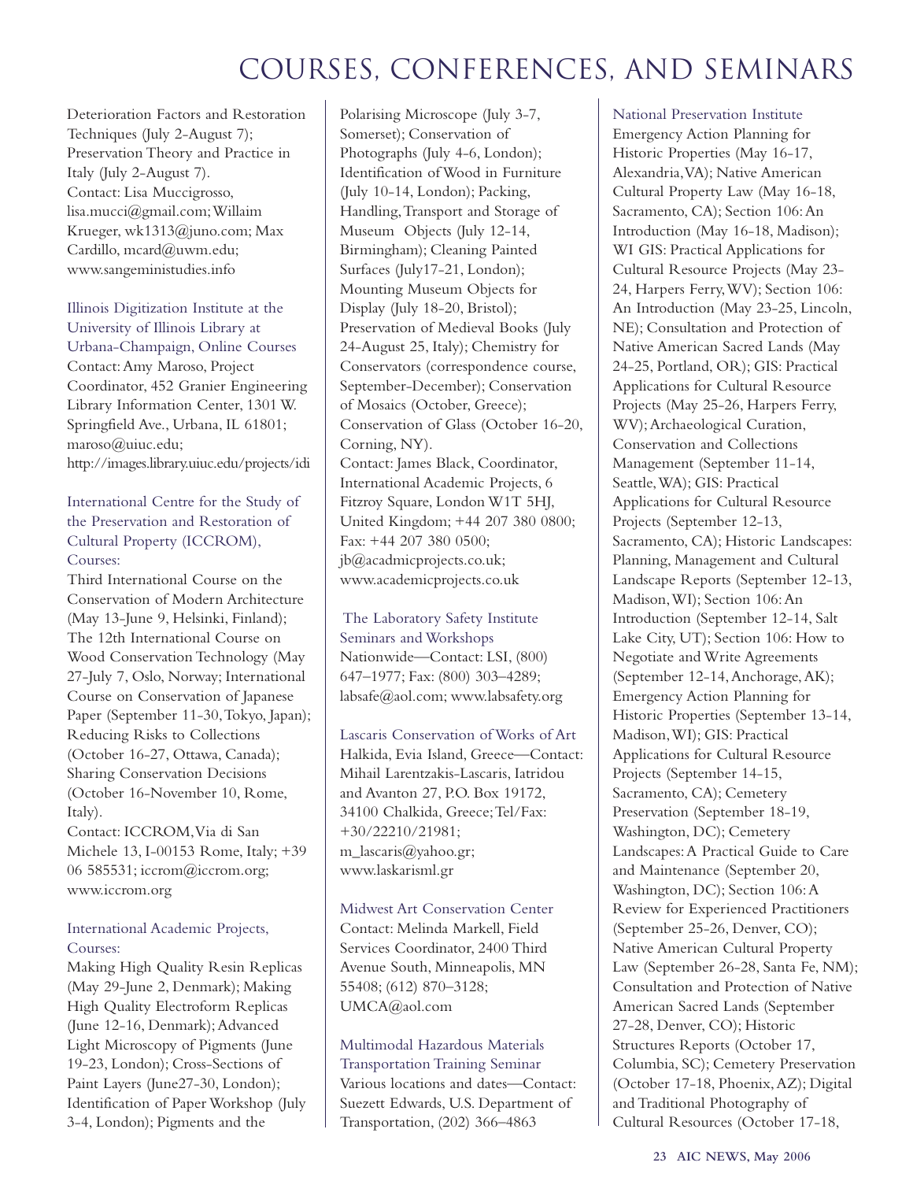# COURSES, CONFERENCES, AND SEMINARS

Deterioration Factors and Restoration Techniques (July 2-August 7); Preservation Theory and Practice in Italy (July 2-August 7).
Contact: Lisa Muccigrosso, lisa.mucci@gmail.com; Willaim Krueger, wk1313@juno.com; Max Cardillo, mcard@uwm.edu; www.sangeministudies.info

### Illinois Digitization Institute at the University of Illinois Library at Urbana-Champaign, Online Courses

Contact: Amy Maroso, Project Coordinator, 452 Granier Engineering Library Information Center, 1301 W. Springfield Ave., Urbana, IL 61801; maroso@uiuc.edu; http://images.library.uiuc.edu/projects/idi

### International Centre for the Study of the Preservation and Restoration of Cultural Property (ICCROM), Courses:

Third International Course on the Conservation of Modern Architecture (May 13-June 9, Helsinki, Finland); The 12th International Course on Wood Conservation Technology (May 27-July 7, Oslo, Norway; International Course on Conservation of Japanese Paper (September 11-30, Tokyo, Japan); Reducing Risks to Collections (October 16-27, Ottawa, Canada); Sharing Conservation Decisions (October 16-November 10, Rome, Italy).
Contact: ICCROM, Via di San Michele 13, I-00153 Rome, Italy; +39 06 585531; iccrom@iccrom.org; www.iccrom.org

### International Academic Projects, Courses:

Making High Quality Resin Replicas (May 29-June 2, Denmark); Making High Quality Electroform Replicas (June 12-16, Denmark); Advanced Light Microscopy of Pigments (June 19-23, London); Cross-Sections of Paint Layers (June27-30, London); Identification of Paper Workshop (July 3-4, London); Pigments and the Polarising Microscope (July 3-7, Somerset); Conservation of Photographs (July 4-6, London); Identification of Wood in Furniture (July 10-14, London); Packing, Handling, Transport and Storage of Museum Objects (July 12-14, Birmingham); Cleaning Painted Surfaces (July17-21, London); Mounting Museum Objects for Display (July 18-20, Bristol); Preservation of Medieval Books (July 24-August 25, Italy); Chemistry for Conservators (correspondence course, September-December); Conservation of Mosaics (October, Greece); Conservation of Glass (October 16-20, Corning, NY).
Contact: James Black, Coordinator, International Academic Projects, 6 Fitzroy Square, London W1T 5HJ, United Kingdom; +44 207 380 0800; Fax: +44 207 380 0500; jb@acadmicprojects.co.uk; www.academicprojects.co.uk

### The Laboratory Safety Institute Seminars and Workshops

Nationwide—Contact: LSI, (800) 647–1977; Fax: (800) 303–4289; labsafe@aol.com; www.labsafety.org

### Lascaris Conservation of Works of Art

Halkida, Evia Island, Greece—Contact: Mihail Larentzakis-Lascaris, Iatridou and Avanton 27, P.O. Box 19172, 34100 Chalkida, Greece; Tel/Fax: +30/22210/21981; m_lascaris@yahoo.gr; www.laskarisml.gr

### Midwest Art Conservation Center

Contact: Melinda Markell, Field Services Coordinator, 2400 Third Avenue South, Minneapolis, MN 55408; (612) 870–3128; UMCA@aol.com

### Multimodal Hazardous Materials Transportation Training Seminar

Various locations and dates—Contact: Suezett Edwards, U.S. Department of Transportation, (202) 366–4863

### National Preservation Institute

Emergency Action Planning for Historic Properties (May 16-17, Alexandria, VA); Native American Cultural Property Law (May 16-18, Sacramento, CA); Section 106: An Introduction (May 16-18, Madison); WI GIS: Practical Applications for Cultural Resource Projects (May 23-24, Harpers Ferry, WV); Section 106: An Introduction (May 23-25, Lincoln, NE); Consultation and Protection of Native American Sacred Lands (May 24-25, Portland, OR); GIS: Practical Applications for Cultural Resource Projects (May 25-26, Harpers Ferry, WV); Archaeological Curation, Conservation and Collections Management (September 11-14, Seattle, WA); GIS: Practical Applications for Cultural Resource Projects (September 12-13, Sacramento, CA); Historic Landscapes: Planning, Management and Cultural Landscape Reports (September 12-13, Madison, WI); Section 106: An Introduction (September 12-14, Salt Lake City, UT); Section 106: How to Negotiate and Write Agreements (September 12-14, Anchorage, AK); Emergency Action Planning for Historic Properties (September 13-14, Madison, WI); GIS: Practical Applications for Cultural Resource Projects (September 14-15, Sacramento, CA); Cemetery Preservation (September 18-19, Washington, DC); Cemetery Landscapes: A Practical Guide to Care and Maintenance (September 20, Washington, DC); Section 106: A Review for Experienced Practitioners (September 25-26, Denver, CO); Native American Cultural Property Law (September 26-28, Santa Fe, NM); Consultation and Protection of Native American Sacred Lands (September 27-28, Denver, CO); Historic Structures Reports (October 17, Columbia, SC); Cemetery Preservation (October 17-18, Phoenix, AZ); Digital and Traditional Photography of Cultural Resources (October 17-18,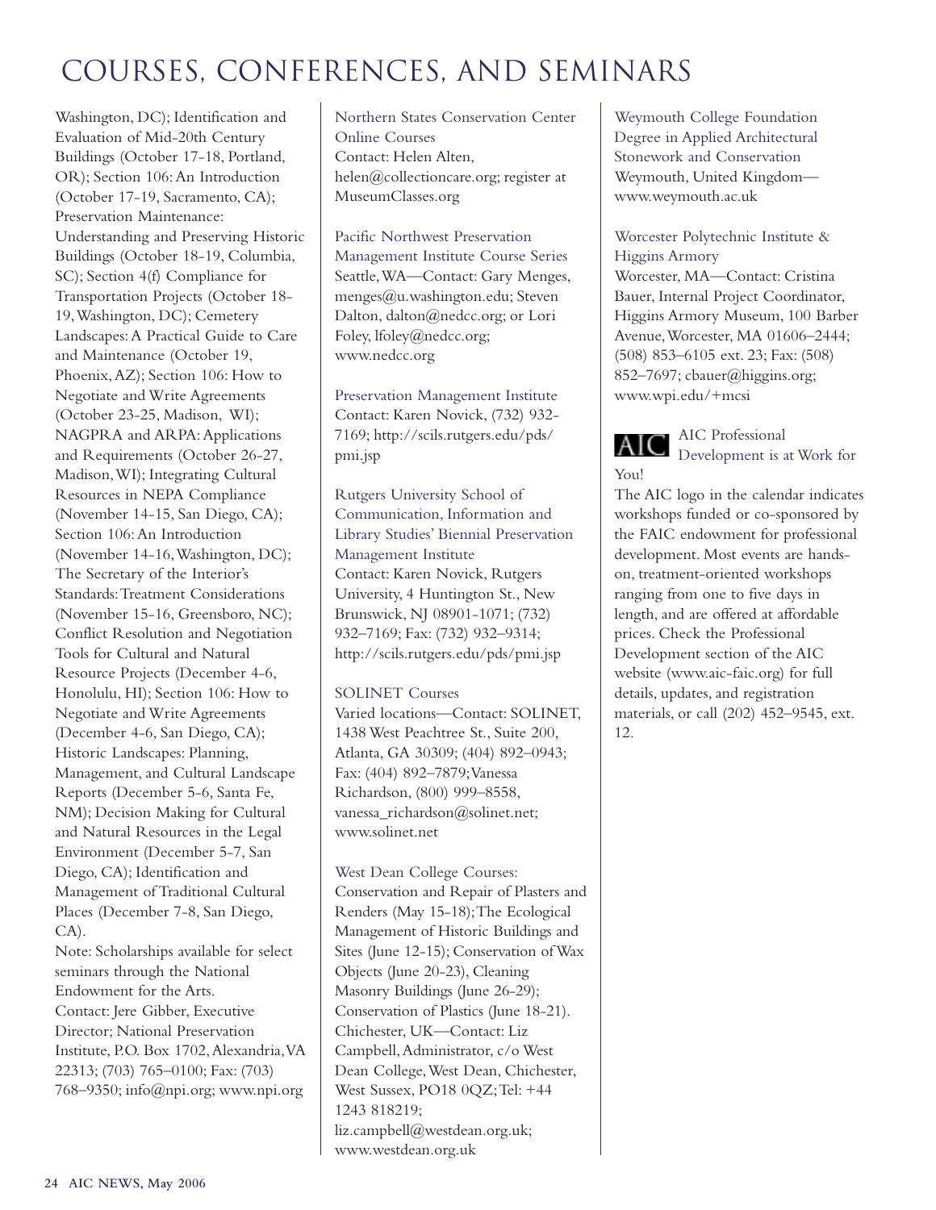# COURSES, CONFERENCES, AND SEMINARS

Washington, DC); Identification and Evaluation of Mid-20th Century Buildings (October 17-18, Portland, OR); Section 106: An Introduction (October 17-19, Sacramento, CA); Preservation Maintenance: Understanding and Preserving Historic Buildings (October 18-19, Columbia, SC); Section 4(f) Compliance for Transportation Projects (October 18-19, Washington, DC); Cemetery Landscapes: A Practical Guide to Care and Maintenance (October 19, Phoenix, AZ); Section 106: How to Negotiate and Write Agreements (October 23-25, Madison, WI); NAGPRA and ARPA: Applications and Requirements (October 26-27, Madison, WI); Integrating Cultural Resources in NEPA Compliance (November 14-15, San Diego, CA); Section 106: An Introduction (November 14-16, Washington, DC); The Secretary of the Interior's Standards: Treatment Considerations (November 15-16, Greensboro, NC); Conflict Resolution and Negotiation Tools for Cultural and Natural Resource Projects (December 4-6, Honolulu, HI); Section 106: How to Negotiate and Write Agreements (December 4-6, San Diego, CA); Historic Landscapes: Planning, Management, and Cultural Landscape Reports (December 5-6, Santa Fe, NM); Decision Making for Cultural and Natural Resources in the Legal Environment (December 5-7, San Diego, CA); Identification and Management of Traditional Cultural Places (December 7-8, San Diego, CA).
Note: Scholarships available for select seminars through the National Endowment for the Arts.
Contact: Jere Gibber, Executive Director; National Preservation Institute, P.O. Box 1702, Alexandria, VA 22313; (703) 765–0100; Fax: (703) 768–9350; info@npi.org; www.npi.org

Northern States Conservation Center Online Courses
Contact: Helen Alten, helen@collectioncare.org; register at MuseumClasses.org

Pacific Northwest Preservation Management Institute Course Series
Seattle, WA—Contact: Gary Menges, menges@u.washington.edu; Steven Dalton, dalton@nedcc.org; or Lori Foley, lfoley@nedcc.org; www.nedcc.org

Preservation Management Institute
Contact: Karen Novick, (732) 932-7169; http://scils.rutgers.edu/pds/pmi.jsp

Rutgers University School of Communication, Information and Library Studies' Biennial Preservation Management Institute
Contact: Karen Novick, Rutgers University, 4 Huntington St., New Brunswick, NJ 08901-1071; (732) 932–7169; Fax: (732) 932–9314; http://scils.rutgers.edu/pds/pmi.jsp

SOLINET Courses
Varied locations—Contact: SOLINET, 1438 West Peachtree St., Suite 200, Atlanta, GA 30309; (404) 892–0943; Fax: (404) 892–7879; Vanessa Richardson, (800) 999–8558, vanessa_richardson@solinet.net; www.solinet.net

West Dean College Courses:
Conservation and Repair of Plasters and Renders (May 15-18); The Ecological Management of Historic Buildings and Sites (June 12-15); Conservation of Wax Objects (June 20-23), Cleaning Masonry Buildings (June 26-29); Conservation of Plastics (June 18-21).
Chichester, UK—Contact: Liz Campbell, Administrator, c/o West Dean College, West Dean, Chichester, West Sussex, PO18 0QZ; Tel: +44 1243 818219; liz.campbell@westdean.org.uk; www.westdean.org.uk

Weymouth College Foundation Degree in Applied Architectural Stonework and Conservation
Weymouth, United Kingdom—www.weymouth.ac.uk

Worcester Polytechnic Institute & Higgins Armory
Worcester, MA—Contact: Cristina Bauer, Internal Project Coordinator, Higgins Armory Museum, 100 Barber Avenue, Worcester, MA 01606–2444; (508) 853–6105 ext. 23; Fax: (508) 852–7697; cbauer@higgins.org; www.wpi.edu/+mcsi

AIC Professional Development is at Work for You!

The AIC logo in the calendar indicates workshops funded or co-sponsored by the FAIC endowment for professional development. Most events are hands-on, treatment-oriented workshops ranging from one to five days in length, and are offered at affordable prices. Check the Professional Development section of the AIC website (www.aic-faic.org) for full details, updates, and registration materials, or call (202) 452–9545, ext. 12.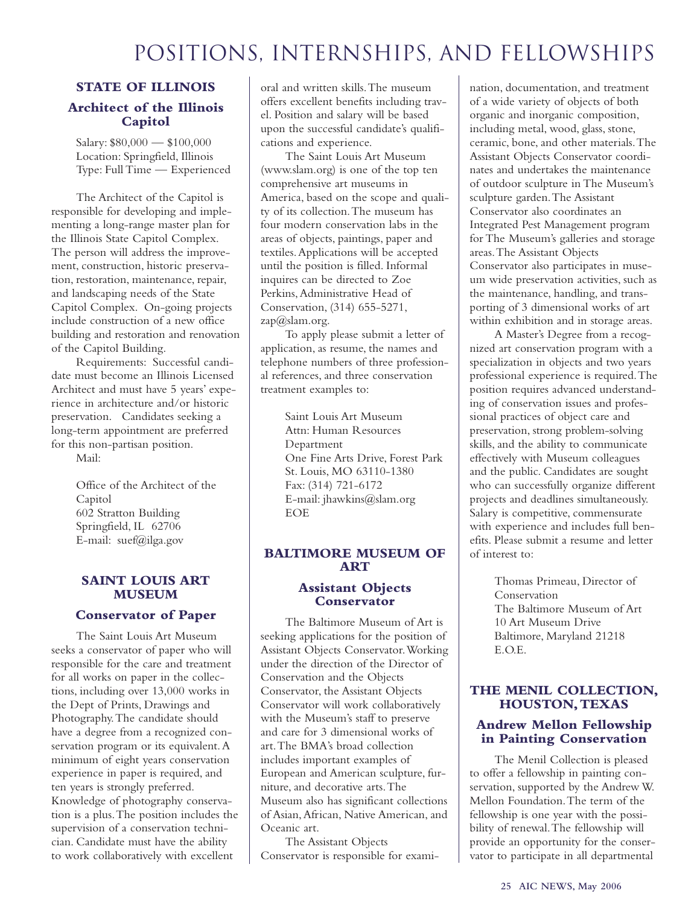# POSITIONS, INTERNSHIPS, AND FELLOWSHIPS

## STATE OF ILLINOIS

### Architect of the Illinois Capitol

Salary: $80,000 — $100,000
Location: Springfield, Illinois
Type: Full Time — Experienced

The Architect of the Capitol is responsible for developing and implementing a long-range master plan for the Illinois State Capitol Complex. The person will address the improvement, construction, historic preservation, restoration, maintenance, repair, and landscaping needs of the State Capitol Complex. On-going projects include construction of a new office building and restoration and renovation of the Capitol Building.

Requirements: Successful candidate must become an Illinois Licensed Architect and must have 5 years' experience in architecture and/or historic preservation. Candidates seeking a long-term appointment are preferred for this non-partisan position.

Mail:

Office of the Architect of the Capitol
602 Stratton Building
Springfield, IL 62706
E-mail: suef@ilga.gov

## SAINT LOUIS ART MUSEUM

### Conservator of Paper

The Saint Louis Art Museum seeks a conservator of paper who will responsible for the care and treatment for all works on paper in the collections, including over 13,000 works in the Dept of Prints, Drawings and Photography. The candidate should have a degree from a recognized conservation program or its equivalent. A minimum of eight years conservation experience in paper is required, and ten years is strongly preferred. Knowledge of photography conservation is a plus. The position includes the supervision of a conservation technician. Candidate must have the ability to work collaboratively with excellent oral and written skills. The museum offers excellent benefits including travel. Position and salary will be based upon the successful candidate's qualifications and experience.

The Saint Louis Art Museum (www.slam.org) is one of the top ten comprehensive art museums in America, based on the scope and quality of its collection. The museum has four modern conservation labs in the areas of objects, paintings, paper and textiles. Applications will be accepted until the position is filled. Informal inquires can be directed to Zoe Perkins, Administrative Head of Conservation, (314) 655-5271, zap@slam.org.

To apply please submit a letter of application, as resume, the names and telephone numbers of three professional references, and three conservation treatment examples to:

Saint Louis Art Museum
Attn: Human Resources Department
One Fine Arts Drive, Forest Park
St. Louis, MO 63110-1380
Fax: (314) 721-6172
E-mail: jhawkins@slam.org
EOE

## BALTIMORE MUSEUM OF ART

### Assistant Objects Conservator

The Baltimore Museum of Art is seeking applications for the position of Assistant Objects Conservator. Working under the direction of the Director of Conservation and the Objects Conservator, the Assistant Objects Conservator will work collaboratively with the Museum's staff to preserve and care for 3 dimensional works of art. The BMA's broad collection includes important examples of European and American sculpture, furniture, and decorative arts. The Museum also has significant collections of Asian, African, Native American, and Oceanic art.

The Assistant Objects Conservator is responsible for examination, documentation, and treatment of a wide variety of objects of both organic and inorganic composition, including metal, wood, glass, stone, ceramic, bone, and other materials. The Assistant Objects Conservator coordinates and undertakes the maintenance of outdoor sculpture in The Museum's sculpture garden. The Assistant Conservator also coordinates an Integrated Pest Management program for The Museum's galleries and storage areas. The Assistant Objects Conservator also participates in museum wide preservation activities, such as the maintenance, handling, and transporting of 3 dimensional works of art within exhibition and in storage areas.

A Master's Degree from a recognized art conservation program with a specialization in objects and two years professional experience is required. The position requires advanced understanding of conservation issues and professional practices of object care and preservation, strong problem-solving skills, and the ability to communicate effectively with Museum colleagues and the public. Candidates are sought who can successfully organize different projects and deadlines simultaneously. Salary is competitive, commensurate with experience and includes full benefits. Please submit a resume and letter of interest to:

Thomas Primeau, Director of Conservation
The Baltimore Museum of Art
10 Art Museum Drive
Baltimore, Maryland 21218
E.O.E.

## THE MENIL COLLECTION, HOUSTON, TEXAS

### Andrew Mellon Fellowship in Painting Conservation

The Menil Collection is pleased to offer a fellowship in painting conservation, supported by the Andrew W. Mellon Foundation. The term of the fellowship is one year with the possibility of renewal. The fellowship will provide an opportunity for the conservator to participate in all departmental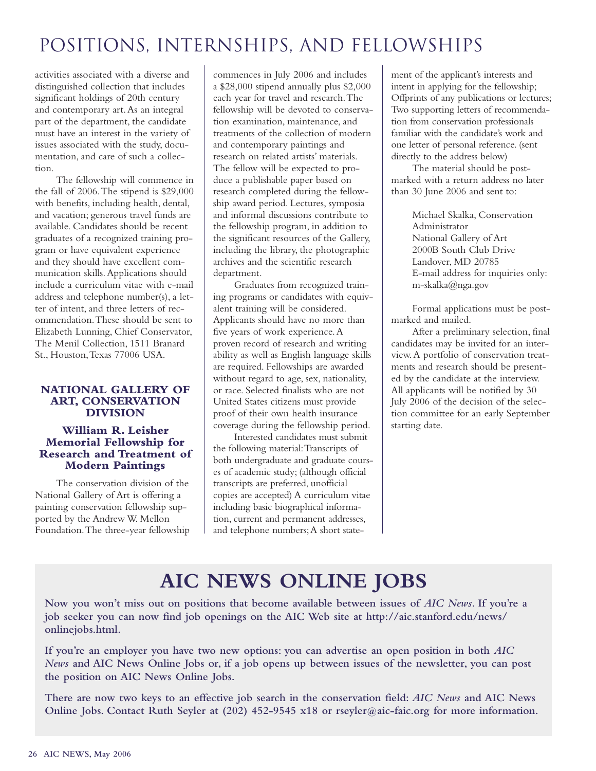# POSITIONS, INTERNSHIPS, AND FELLOWSHIPS

activities associated with a diverse and distinguished collection that includes significant holdings of 20th century and contemporary art. As an integral part of the department, the candidate must have an interest in the variety of issues associated with the study, documentation, and care of such a collection.

The fellowship will commence in the fall of 2006. The stipend is $29,000 with benefits, including health, dental, and vacation; generous travel funds are available. Candidates should be recent graduates of a recognized training program or have equivalent experience and they should have excellent communication skills. Applications should include a curriculum vitae with e-mail address and telephone number(s), a letter of intent, and three letters of recommendation. These should be sent to Elizabeth Lunning, Chief Conservator, The Menil Collection, 1511 Branard St., Houston, Texas 77006 USA.

### NATIONAL GALLERY OF ART, CONSERVATION DIVISION

#### William R. Leisher Memorial Fellowship for Research and Treatment of Modern Paintings

The conservation division of the National Gallery of Art is offering a painting conservation fellowship supported by the Andrew W. Mellon Foundation. The three-year fellowship commences in July 2006 and includes a $28,000 stipend annually plus $2,000 each year for travel and research. The fellowship will be devoted to conservation examination, maintenance, and treatments of the collection of modern and contemporary paintings and research on related artists' materials. The fellow will be expected to produce a publishable paper based on research completed during the fellowship award period. Lectures, symposia and informal discussions contribute to the fellowship program, in addition to the significant resources of the Gallery, including the library, the photographic archives and the scientific research department.

Graduates from recognized training programs or candidates with equivalent training will be considered. Applicants should have no more than five years of work experience. A proven record of research and writing ability as well as English language skills are required. Fellowships are awarded without regard to age, sex, nationality, or race. Selected finalists who are not United States citizens must provide proof of their own health insurance coverage during the fellowship period.

Interested candidates must submit the following material: Transcripts of both undergraduate and graduate courses of academic study; (although official transcripts are preferred, unofficial copies are accepted) A curriculum vitae including basic biographical information, current and permanent addresses, and telephone numbers; A short statement of the applicant's interests and intent in applying for the fellowship; Offprints of any publications or lectures; Two supporting letters of recommendation from conservation professionals familiar with the candidate's work and one letter of personal reference. (sent directly to the address below)

The material should be postmarked with a return address no later than 30 June 2006 and sent to:

> Michael Skalka, Conservation Administrator
> National Gallery of Art
> 2000B South Club Drive
> Landover, MD 20785
> E-mail address for inquiries only: m-skalka@nga.gov

Formal applications must be postmarked and mailed.

After a preliminary selection, final candidates may be invited for an interview. A portfolio of conservation treatments and research should be presented by the candidate at the interview. All applicants will be notified by 30 July 2006 of the decision of the selection committee for an early September starting date.

## AIC NEWS ONLINE JOBS

**Now you won't miss out on positions that become available between issues of *AIC News*. If you're a job seeker you can now find job openings on the AIC Web site at http://aic.stanford.edu/news/onlinejobs.html.**

**If you're an employer you have two new options: you can advertise an open position in both *AIC News* and AIC News Online Jobs or, if a job opens up between issues of the newsletter, you can post the position on AIC News Online Jobs.**

**There are now two keys to an effective job search in the conservation field: *AIC News* and AIC News Online Jobs. Contact Ruth Seyler at (202) 452-9545 x18 or rseyler@aic-faic.org for more information.**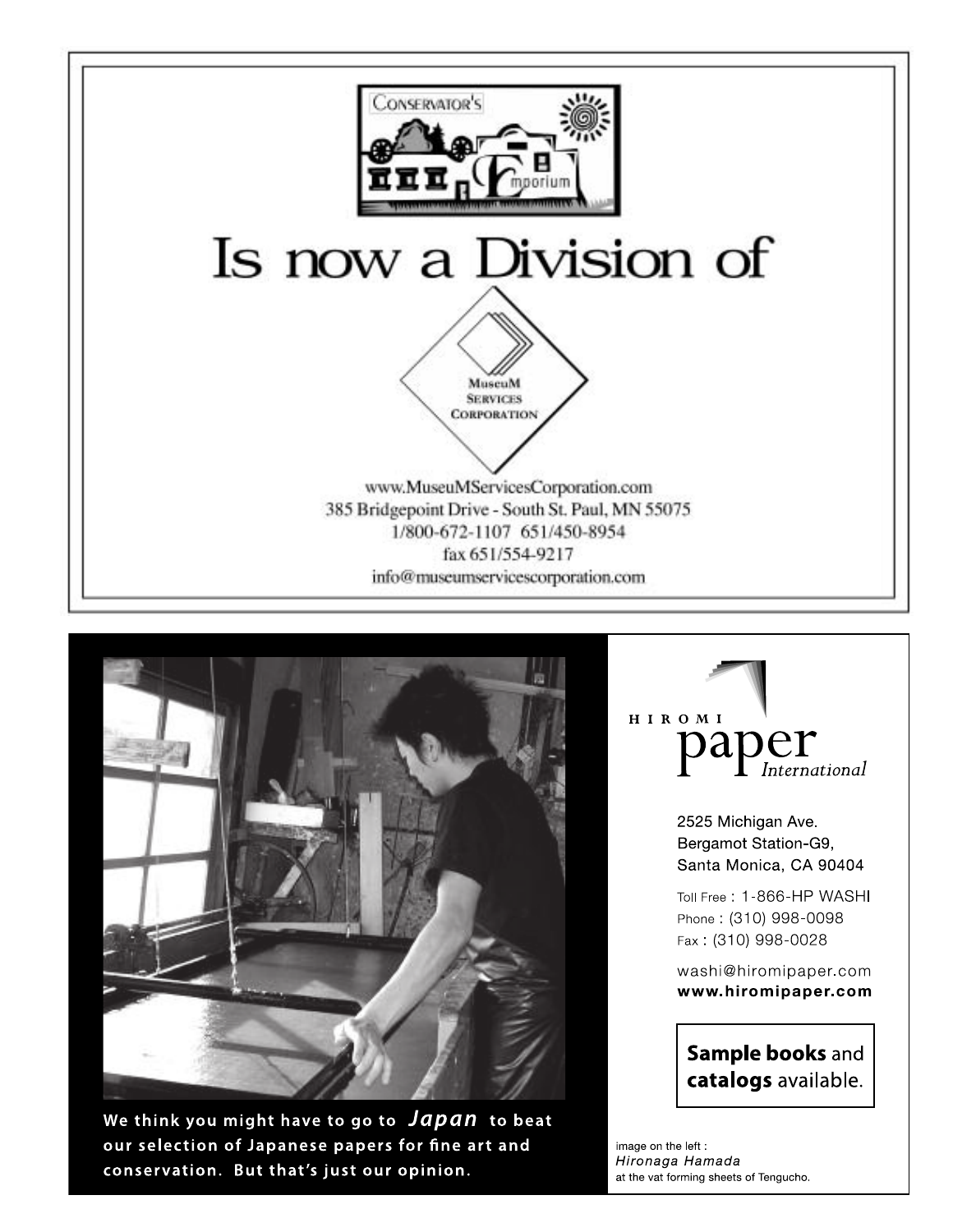CONSERVATOR'S Emporium

# Is now a Division of

MuseuM SERVICES CORPORATION

www.MuseuMServicesCorporation.com
385 Bridgepoint Drive - South St. Paul, MN 55075
1/800-672-1107 651/450-8954
fax 651/554-9217
info@museumservicescorporation.com

---

**We think you might have to go to *Japan* to beat our selection of Japanese papers for fine art and conservation. But that's just our opinion.**

HIROMI paper *International*

2525 Michigan Ave.
Bergamot Station-G9,
Santa Monica, CA 90404

Toll Free : 1-866-HP WASHI
Phone : (310) 998-0098
Fax : (310) 998-0028

washi@hiromipaper.com
**www.hiromipaper.com**

**Sample books** and **catalogs** available.

image on the left :
*Hironaga Hamada*
at the vat forming sheets of Tengucho.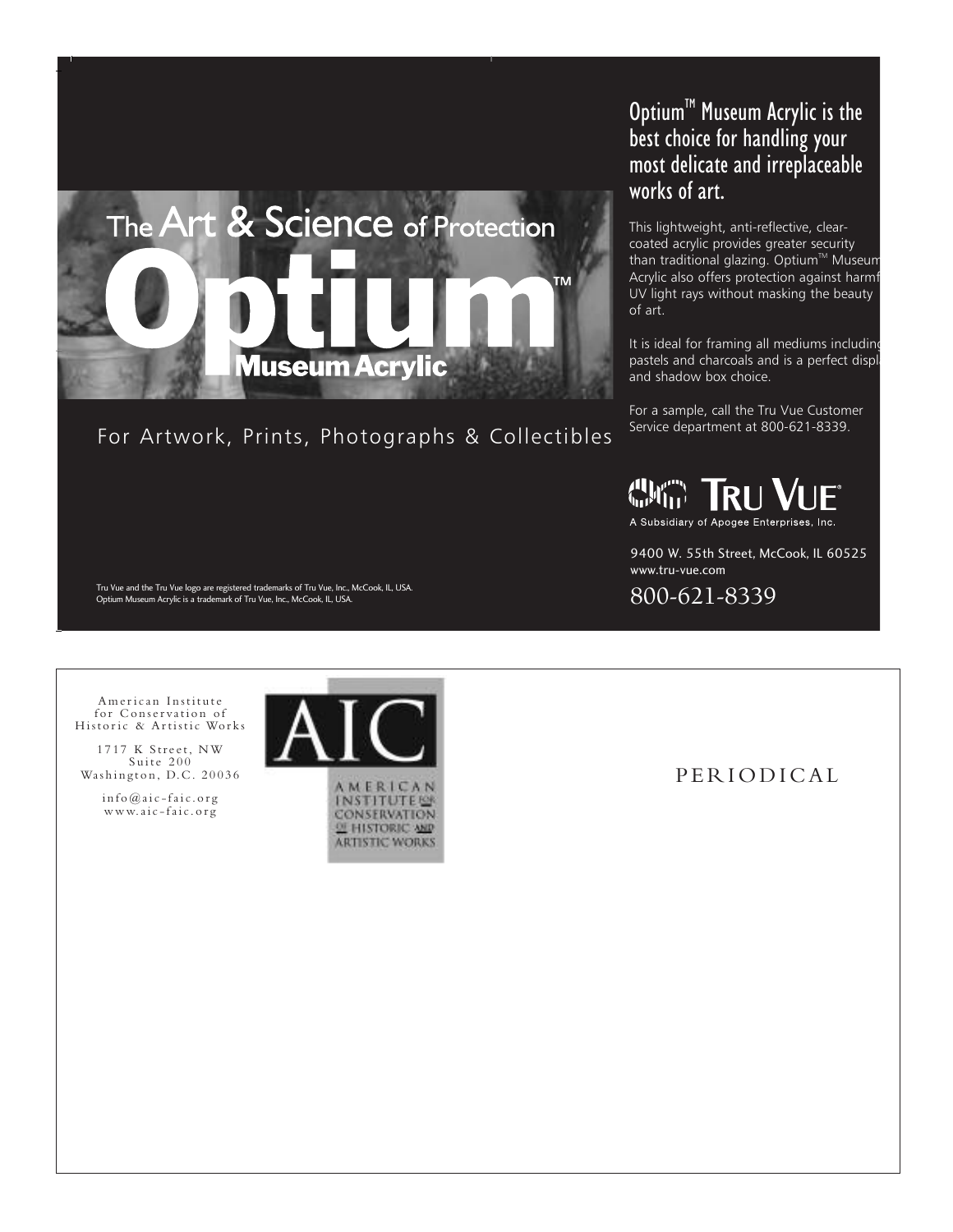The Art & Science of Protection

**Optium™ Museum Acrylic**

For Artwork, Prints, Photographs & Collectibles

## Optium™ Museum Acrylic is the best choice for handling your most delicate and irreplaceable works of art.

This lightweight, anti-reflective, clear-coated acrylic provides greater security than traditional glazing. Optium™ Museum Acrylic also offers protection against harmf UV light rays without masking the beauty of art.

It is ideal for framing all mediums including pastels and charcoals and is a perfect displ and shadow box choice.

For a sample, call the Tru Vue Customer Service department at 800-621-8339.

TRU VUE®
A Subsidiary of Apogee Enterprises, Inc.

9400 W. 55th Street, McCook, IL 60525
www.tru-vue.com

800-621-8339

Tru Vue and the Tru Vue logo are registered trademarks of Tru Vue, Inc., McCook, IL, USA.
Optium Museum Acrylic is a trademark of Tru Vue, Inc., McCook, IL, USA.

American Institute for Conservation of Historic & Artistic Works

1717 K Street, NW
Suite 200
Washington, D.C. 20036

info@aic-faic.org
www.aic-faic.org

AIC
AMERICAN INSTITUTE FOR CONSERVATION OF HISTORIC AND ARTISTIC WORKS

PERIODICAL